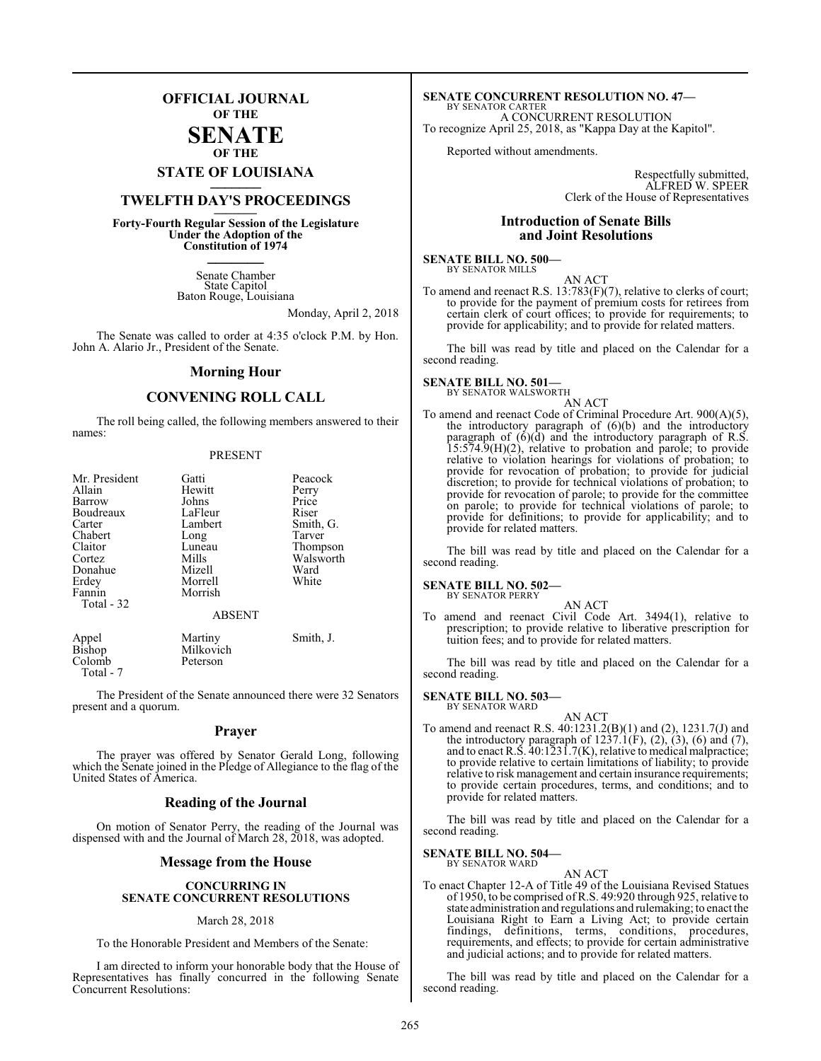# OFFICIAL JOURNAL OF THE SENATE OF THE STATE OF LOUISIANA

## TWELFTH DAY'S PROCEEDINGS

**Forty-Fourth Regular Session of the Legislature Under the Adoption of the Constitution of 1974**

Senate Chamber
State Capitol
Baton Rouge, Louisiana

Monday, April 2, 2018

The Senate was called to order at 4:35 o'clock P.M. by Hon. John A. Alario Jr., President of the Senate.

## Morning Hour

## CONVENING ROLL CALL

The roll being called, the following members answered to their names:

PRESENT

| | | |
|---|---|---|
| Mr. President | Gatti | Peacock |
| Allain | Hewitt | Perry |
| Barrow | Johns | Price |
| Boudreaux | LaFleur | Riser |
| Carter | Lambert | Smith, G. |
| Chabert | Long | Tarver |
| Claitor | Luneau | Thompson |
| Cortez | Mills | Walsworth |
| Donahue | Mizell | Ward |
| Erdey | Morrell | White |
| Fannin | Morrish | |
| Total - 32 | | |

ABSENT

| | | |
|---|---|---|
| Appel | Martiny | Smith, J. |
| Bishop | Milkovich | |
| Colomb | Peterson | |
| Total - 7 | | |

The President of the Senate announced there were 32 Senators present and a quorum.

## Prayer

The prayer was offered by Senator Gerald Long, following which the Senate joined in the Pledge of Allegiance to the flag of the United States of America.

## Reading of the Journal

On motion of Senator Perry, the reading of the Journal was dispensed with and the Journal of March 28, 2018, was adopted.

## Message from the House

**CONCURRING IN SENATE CONCURRENT RESOLUTIONS**

March 28, 2018

To the Honorable President and Members of the Senate:

I am directed to inform your honorable body that the House of Representatives has finally concurred in the following Senate Concurrent Resolutions:

**SENATE CONCURRENT RESOLUTION NO. 47—**
BY SENATOR CARTER
A CONCURRENT RESOLUTION
To recognize April 25, 2018, as "Kappa Day at the Kapitol".

Reported without amendments.

Respectfully submitted,
ALFRED W. SPEER
Clerk of the House of Representatives

## Introduction of Senate Bills and Joint Resolutions

**SENATE BILL NO. 500—**
BY SENATOR MILLS
AN ACT
To amend and reenact R.S. 13:783(F)(7), relative to clerks of court; to provide for the payment of premium costs for retirees from certain clerk of court offices; to provide for requirements; to provide for applicability; and to provide for related matters.

The bill was read by title and placed on the Calendar for a second reading.

**SENATE BILL NO. 501—**
BY SENATOR WALSWORTH
AN ACT
To amend and reenact Code of Criminal Procedure Art. 900(A)(5), the introductory paragraph of (6)(b) and the introductory paragraph of (6)(d) and the introductory paragraph of R.S. 15:574.9(H)(2), relative to probation and parole; to provide relative to violation hearings for violations of probation; to provide for revocation of probation; to provide for judicial discretion; to provide for technical violations of probation; to provide for revocation of parole; to provide for the committee on parole; to provide for technical violations of parole; to provide for definitions; to provide for applicability; and to provide for related matters.

The bill was read by title and placed on the Calendar for a second reading.

**SENATE BILL NO. 502—**
BY SENATOR PERRY
AN ACT
To amend and reenact Civil Code Art. 3494(1), relative to prescription; to provide relative to liberative prescription for tuition fees; and to provide for related matters.

The bill was read by title and placed on the Calendar for a second reading.

**SENATE BILL NO. 503—**
BY SENATOR WARD
AN ACT
To amend and reenact R.S. 40:1231.2(B)(1) and (2), 1231.7(J) and the introductory paragraph of 1237.1(F), (2), (3), (6) and (7), and to enact R.S. 40:1231.7(K), relative to medical malpractice; to provide relative to certain limitations of liability; to provide relative to risk management and certain insurance requirements; to provide certain procedures, terms, and conditions; and to provide for related matters.

The bill was read by title and placed on the Calendar for a second reading.

**SENATE BILL NO. 504—**
BY SENATOR WARD
AN ACT
To enact Chapter 12-A of Title 49 of the Louisiana Revised Statues of 1950, to be comprised of R.S. 49:920 through 925, relative to state administration and regulations and rulemaking; to enact the Louisiana Right to Earn a Living Act; to provide certain findings, definitions, terms, conditions, procedures, requirements, and effects; to provide for certain administrative and judicial actions; and to provide for related matters.

The bill was read by title and placed on the Calendar for a second reading.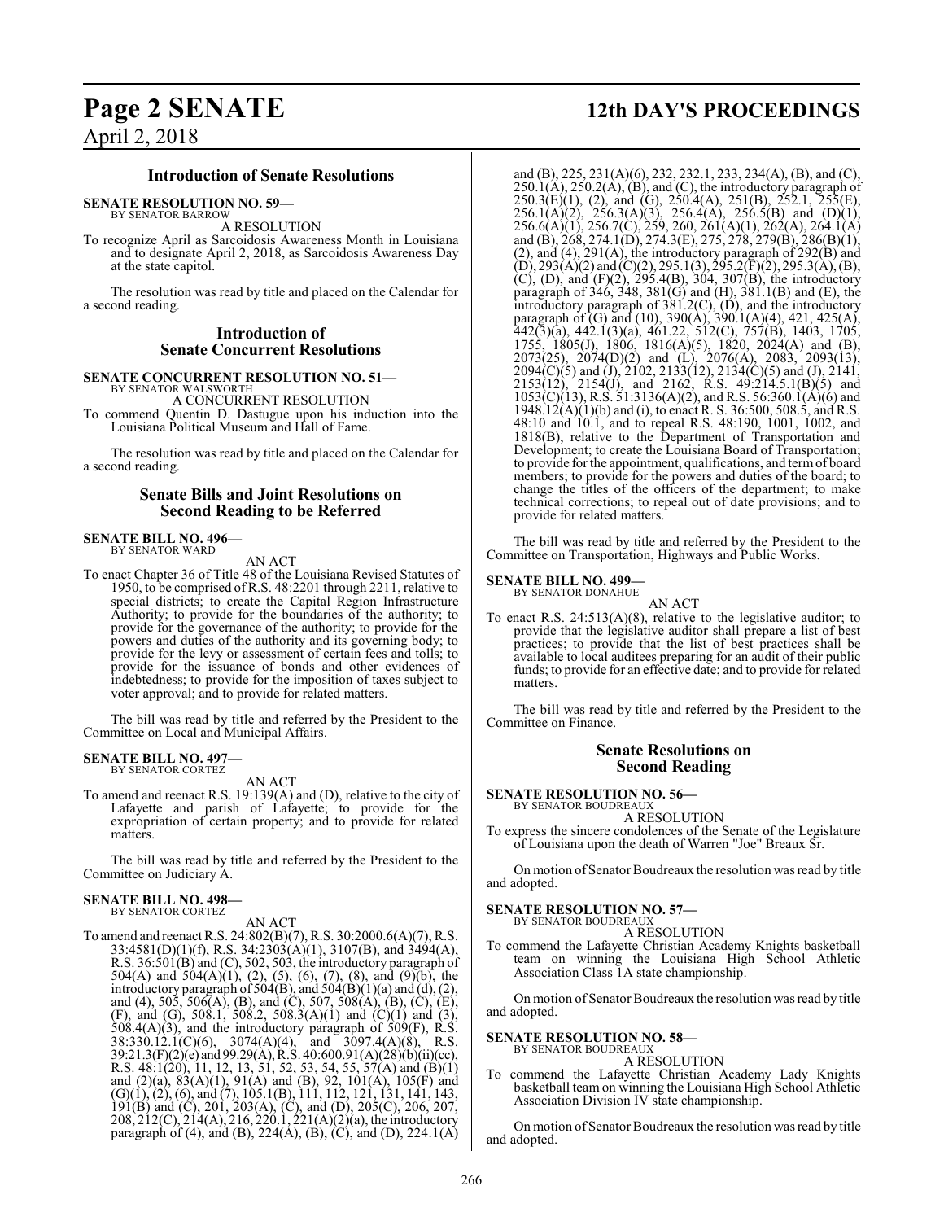### Introduction of Senate Resolutions

**SENATE RESOLUTION NO. 59—**
BY SENATOR BARROW

A RESOLUTION

To recognize April as Sarcoidosis Awareness Month in Louisiana and to designate April 2, 2018, as Sarcoidosis Awareness Day at the state capitol.

The resolution was read by title and placed on the Calendar for a second reading.

### Introduction of Senate Concurrent Resolutions

**SENATE CONCURRENT RESOLUTION NO. 51—**
BY SENATOR WALSWORTH

A CONCURRENT RESOLUTION

To commend Quentin D. Dastugue upon his induction into the Louisiana Political Museum and Hall of Fame.

The resolution was read by title and placed on the Calendar for a second reading.

### Senate Bills and Joint Resolutions on Second Reading to be Referred

**SENATE BILL NO. 496—**
BY SENATOR WARD

AN ACT

To enact Chapter 36 of Title 48 of the Louisiana Revised Statutes of 1950, to be comprised of R.S. 48:2201 through 2211, relative to special districts; to create the Capital Region Infrastructure Authority; to provide for the boundaries of the authority; to provide for the governance of the authority; to provide for the powers and duties of the authority and its governing body; to provide for the levy or assessment of certain fees and tolls; to provide for the issuance of bonds and other evidences of indebtedness; to provide for the imposition of taxes subject to voter approval; and to provide for related matters.

The bill was read by title and referred by the President to the Committee on Local and Municipal Affairs.

**SENATE BILL NO. 497—**
BY SENATOR CORTEZ

AN ACT

To amend and reenact R.S. 19:139(A) and (D), relative to the city of Lafayette and parish of Lafayette; to provide for the expropriation of certain property; and to provide for related matters.

The bill was read by title and referred by the President to the Committee on Judiciary A.

**SENATE BILL NO. 498—**
BY SENATOR CORTEZ

AN ACT

To amend and reenact R.S. 24:802(B)(7), R.S. 30:2000.6(A)(7), R.S. 33:4581(D)(1)(f), R.S. 34:2303(A)(1), 3107(B), and 3494(A), R.S. 36:501(B) and (C), 502, 503, the introductory paragraph of 504(A) and 504(A)(1), (2), (5), (6), (7), (8), and (9)(b), the introductory paragraph of 504(B), and 504(B)(1)(a) and (d), (2), and (4), 505, 506(A), (B), and (C), 507, 508(A), (B), (C), (E), (F), and (G), 508.1, 508.2, 508.3(A)(1) and (C)(1) and (3), 508.4(A)(3), and the introductory paragraph of 509(F), R.S. 38:330.12.1(C)(6), 3074(A)(4), and 3097.4(A)(8), R.S. 39:21.3(F)(2)(e) and 99.29(A), R.S. 40:600.91(A)(28)(b)(ii)(cc), R.S. 48:1(20), 11, 12, 13, 51, 52, 53, 54, 55, 57(A) and (B)(1) and (2)(a), 83(A)(1), 91(A) and (B), 92, 101(A), 105(F) and (G)(1), (2), (6), and (7), 105.1(B), 111, 112, 121, 131, 141, 143, 191(B) and (C), 201, 203(A), (C), and (D), 205(C), 206, 207, 208, 212(C), 214(A), 216, 220.1, 221(A)(2)(a), the introductory paragraph of (4), and (B), 224(A), (B), (C), and (D), 224.1(A) and (B), 225, 231(A)(6), 232, 232.1, 233, 234(A), (B), and (C), 250.1(A), 250.2(A), (B), and (C), the introductory paragraph of 250.3(E)(1), (2), and (G), 250.4(A), 251(B), 252.1, 255(E), 256.1(A)(2), 256.3(A)(3), 256.4(A), 256.5(B) and (D)(1), 256.6(A)(1), 256.7(C), 259, 260, 261(A)(1), 262(A), 264.1(A) and (B), 268, 274.1(D), 274.3(E), 275, 278, 279(B), 286(B)(1), (2), and (4), 291(A), the introductory paragraph of 292(B) and (D), 293(A)(2) and (C)(2), 295.1(3), 295.2(F)(2), 295.3(A), (B), (C), (D), and (F)(2), 295.4(B), 304, 307(B), the introductory paragraph of 346, 348, 381(G) and (H), 381.1(B) and (E), the introductory paragraph of 381.2(C), (D), and the introductory paragraph of (G) and (10), 390(A), 390.1(A)(4), 421, 425(A), 442(3)(a), 442.1(3)(a), 461.22, 512(C), 757(B), 1403, 1705, 1755, 1805(J), 1806, 1816(A)(5), 1820, 2024(A) and (B), 2073(25), 2074(D)(2) and (L), 2076(A), 2083, 2093(13), 2094(C)(5) and (J), 2102, 2133(12), 2134(C)(5) and (J), 2141, 2153(12), 2154(J), and 2162, R.S. 49:214.5.1(B)(5) and 1053(C)(13), R.S. 51:3136(A)(2), and R.S. 56:360.1(A)(6) and 1948.12(A)(1)(b) and (i), to enact R. S. 36:500, 508.5, and R.S. 48:10 and 10.1, and to repeal R.S. 48:190, 1001, 1002, and 1818(B), relative to the Department of Transportation and Development; to create the Louisiana Board of Transportation; to provide for the appointment, qualifications, and term of board members; to provide for the powers and duties of the board; to change the titles of the officers of the department; to make technical corrections; to repeal out of date provisions; and to provide for related matters.

The bill was read by title and referred by the President to the Committee on Transportation, Highways and Public Works.

**SENATE BILL NO. 499—**
BY SENATOR DONAHUE

AN ACT

To enact R.S. 24:513(A)(8), relative to the legislative auditor; to provide that the legislative auditor shall prepare a list of best practices; to provide that the list of best practices shall be available to local auditees preparing for an audit of their public funds; to provide for an effective date; and to provide for related matters.

The bill was read by title and referred by the President to the Committee on Finance.

### Senate Resolutions on Second Reading

**SENATE RESOLUTION NO. 56—**
BY SENATOR BOUDREAUX

A RESOLUTION

To express the sincere condolences of the Senate of the Legislature of Louisiana upon the death of Warren "Joe" Breaux Sr.

On motion of Senator Boudreaux the resolution was read by title and adopted.

**SENATE RESOLUTION NO. 57—**
BY SENATOR BOUDREAUX

A RESOLUTION

To commend the Lafayette Christian Academy Knights basketball team on winning the Louisiana High School Athletic Association Class 1A state championship.

On motion of Senator Boudreaux the resolution was read by title and adopted.

**SENATE RESOLUTION NO. 58—**
BY SENATOR BOUDREAUX

A RESOLUTION

To commend the Lafayette Christian Academy Lady Knights basketball team on winning the Louisiana High School Athletic Association Division IV state championship.

On motion of Senator Boudreaux the resolution was read by title and adopted.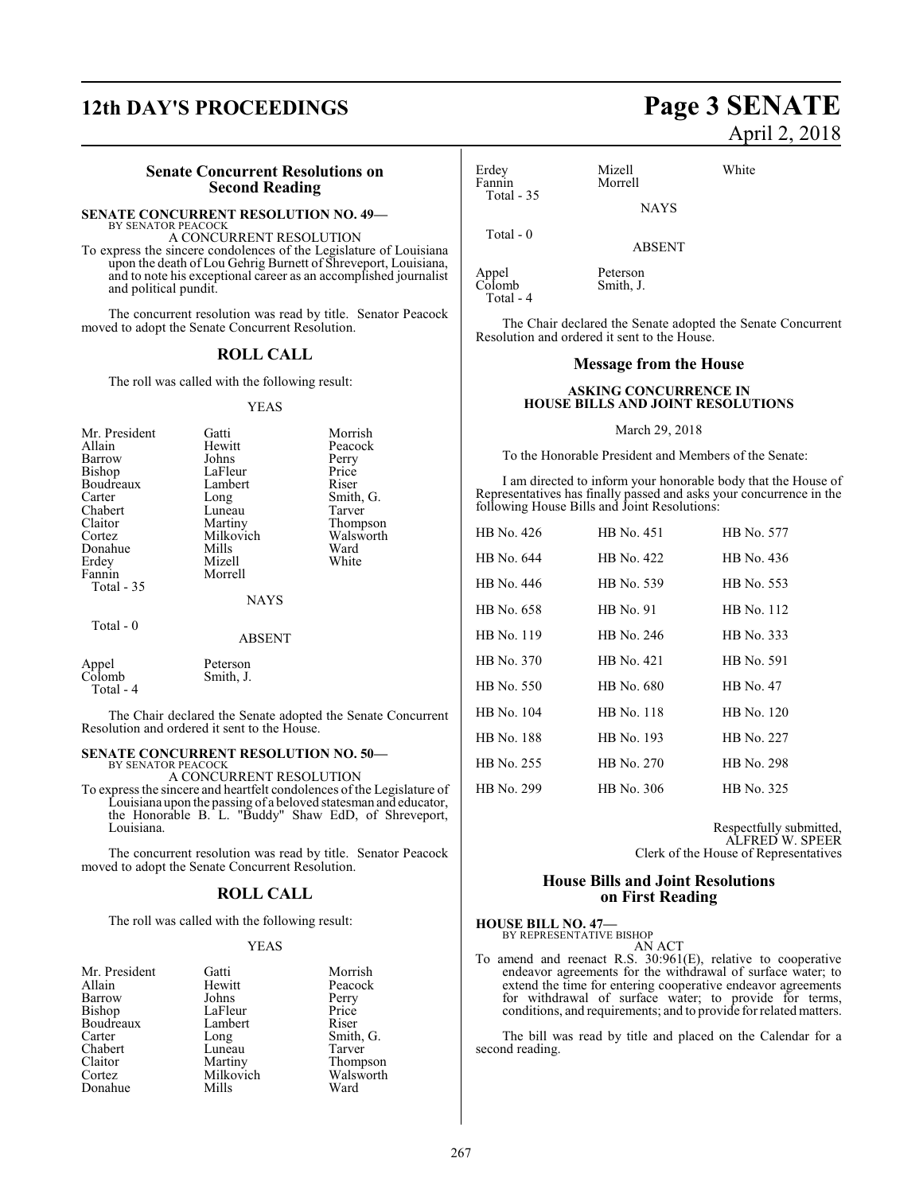## Senate Concurrent Resolutions on Second Reading

**SENATE CONCURRENT RESOLUTION NO. 49—**
BY SENATOR PEACOCK
A CONCURRENT RESOLUTION

To express the sincere condolences of the Legislature of Louisiana upon the death of Lou Gehrig Burnett of Shreveport, Louisiana, and to note his exceptional career as an accomplished journalist and political pundit.

The concurrent resolution was read by title. Senator Peacock moved to adopt the Senate Concurrent Resolution.

### ROLL CALL

The roll was called with the following result:

YEAS

| | | |
|---|---|---|
| Mr. President | Gatti | Morrish |
| Allain | Hewitt | Peacock |
| Barrow | Johns | Perry |
| Bishop | LaFleur | Price |
| Boudreaux | Lambert | Riser |
| Carter | Long | Smith, G. |
| Chabert | Luneau | Tarver |
| Claitor | Martiny | Thompson |
| Cortez | Milkovich | Walsworth |
| Donahue | Mills | Ward |
| Erdey | Mizell | White |
| Fannin | Morrell | |

Total - 35

NAYS

Total - 0

ABSENT

| | |
|---|---|
| Appel | Peterson |
| Colomb | Smith, J. |

Total - 4

The Chair declared the Senate adopted the Senate Concurrent Resolution and ordered it sent to the House.

**SENATE CONCURRENT RESOLUTION NO. 50—**
BY SENATOR PEACOCK
A CONCURRENT RESOLUTION

To express the sincere and heartfelt condolences of the Legislature of Louisiana upon the passing of a beloved statesman and educator, the Honorable B. L. "Buddy" Shaw EdD, of Shreveport, Louisiana.

The concurrent resolution was read by title. Senator Peacock moved to adopt the Senate Concurrent Resolution.

### ROLL CALL

The roll was called with the following result:

YEAS

| | | |
|---|---|---|
| Mr. President | Gatti | Morrish |
| Allain | Hewitt | Peacock |
| Barrow | Johns | Perry |
| Bishop | LaFleur | Price |
| Boudreaux | Lambert | Riser |
| Carter | Long | Smith, G. |
| Chabert | Luneau | Tarver |
| Claitor | Martiny | Thompson |
| Cortez | Milkovich | Walsworth |
| Donahue | Mills | Ward |
| Erdey | Mizell | White |
| Fannin | Morrell | |

Total - 35

NAYS

Total - 0

ABSENT

| | |
|---|---|
| Appel | Peterson |
| Colomb | Smith, J. |

Total - 4

The Chair declared the Senate adopted the Senate Concurrent Resolution and ordered it sent to the House.

## Message from the House

### ASKING CONCURRENCE IN HOUSE BILLS AND JOINT RESOLUTIONS

March 29, 2018

To the Honorable President and Members of the Senate:

I am directed to inform your honorable body that the House of Representatives has finally passed and asks your concurrence in the following House Bills and Joint Resolutions:

| | | |
|---|---|---|
| HB No. 426 | HB No. 451 | HB No. 577 |
| HB No. 644 | HB No. 422 | HB No. 436 |
| HB No. 446 | HB No. 539 | HB No. 553 |
| HB No. 658 | HB No. 91 | HB No. 112 |
| HB No. 119 | HB No. 246 | HB No. 333 |
| HB No. 370 | HB No. 421 | HB No. 591 |
| HB No. 550 | HB No. 680 | HB No. 47 |
| HB No. 104 | HB No. 118 | HB No. 120 |
| HB No. 188 | HB No. 193 | HB No. 227 |
| HB No. 255 | HB No. 270 | HB No. 298 |
| HB No. 299 | HB No. 306 | HB No. 325 |

Respectfully submitted,
ALFRED W. SPEER
Clerk of the House of Representatives

## House Bills and Joint Resolutions on First Reading

**HOUSE BILL NO. 47—**
BY REPRESENTATIVE BISHOP
AN ACT

To amend and reenact R.S. 30:961(E), relative to cooperative endeavor agreements for the withdrawal of surface water; to extend the time for entering cooperative endeavor agreements for withdrawal of surface water; to provide for terms, conditions, and requirements; and to provide for related matters.

The bill was read by title and placed on the Calendar for a second reading.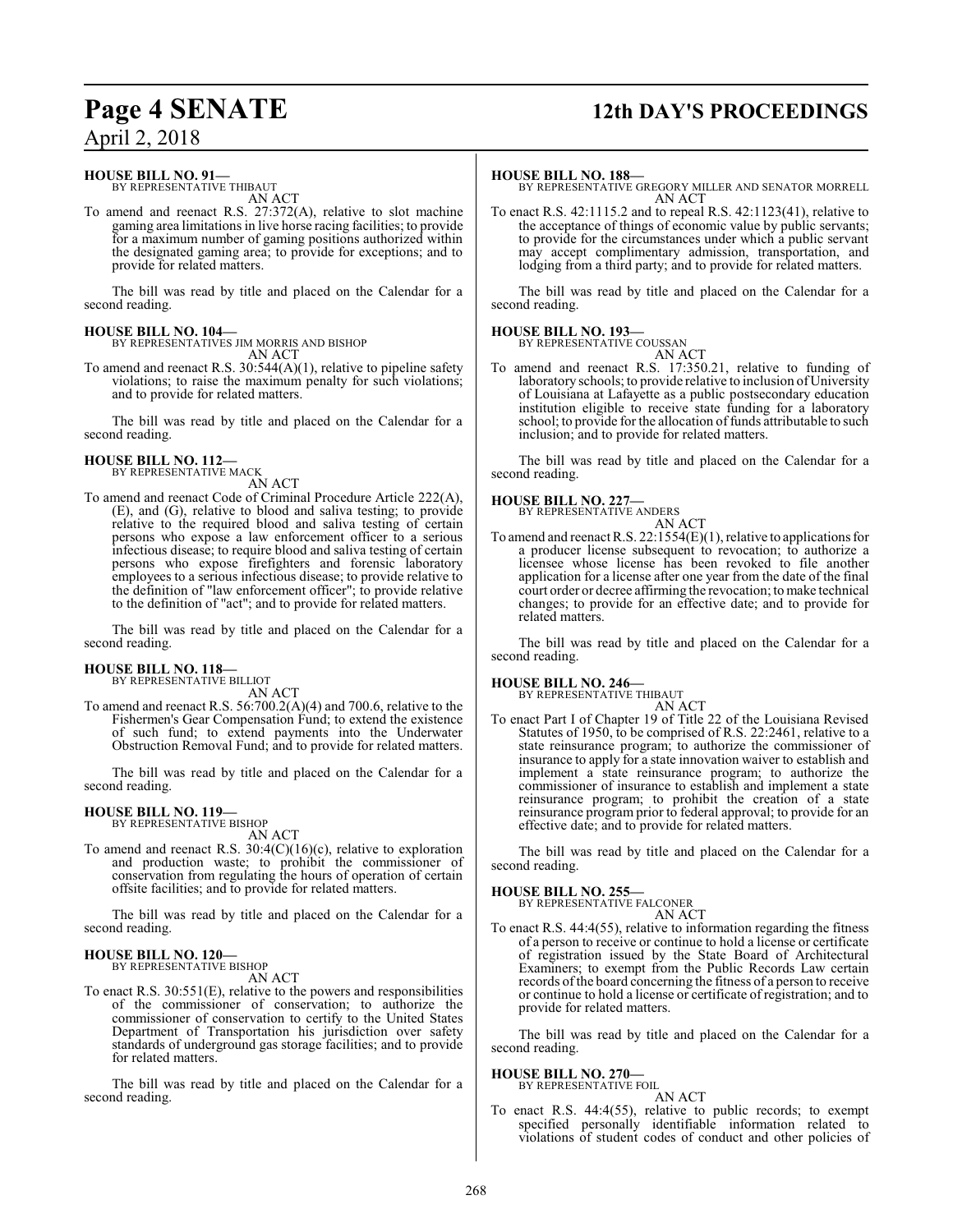**HOUSE BILL NO. 91—**
BY REPRESENTATIVE THIBAUT
AN ACT

To amend and reenact R.S. 27:372(A), relative to slot machine gaming area limitations in live horse racing facilities; to provide for a maximum number of gaming positions authorized within the designated gaming area; to provide for exceptions; and to provide for related matters.

The bill was read by title and placed on the Calendar for a second reading.

**HOUSE BILL NO. 104—**
BY REPRESENTATIVES JIM MORRIS AND BISHOP
AN ACT

To amend and reenact R.S. 30:544(A)(1), relative to pipeline safety violations; to raise the maximum penalty for such violations; and to provide for related matters.

The bill was read by title and placed on the Calendar for a second reading.

**HOUSE BILL NO. 112—**
BY REPRESENTATIVE MACK
AN ACT

To amend and reenact Code of Criminal Procedure Article 222(A), (E), and (G), relative to blood and saliva testing; to provide relative to the required blood and saliva testing of certain persons who expose a law enforcement officer to a serious infectious disease; to require blood and saliva testing of certain persons who expose firefighters and forensic laboratory employees to a serious infectious disease; to provide relative to the definition of "law enforcement officer"; to provide relative to the definition of "act"; and to provide for related matters.

The bill was read by title and placed on the Calendar for a second reading.

**HOUSE BILL NO. 118—**
BY REPRESENTATIVE BILLIOT
AN ACT

To amend and reenact R.S. 56:700.2(A)(4) and 700.6, relative to the Fishermen's Gear Compensation Fund; to extend the existence of such fund; to extend payments into the Underwater Obstruction Removal Fund; and to provide for related matters.

The bill was read by title and placed on the Calendar for a second reading.

**HOUSE BILL NO. 119—**
BY REPRESENTATIVE BISHOP
AN ACT

To amend and reenact R.S. 30:4(C)(16)(c), relative to exploration and production waste; to prohibit the commissioner of conservation from regulating the hours of operation of certain offsite facilities; and to provide for related matters.

The bill was read by title and placed on the Calendar for a second reading.

**HOUSE BILL NO. 120—**
BY REPRESENTATIVE BISHOP
AN ACT

To enact R.S. 30:551(E), relative to the powers and responsibilities of the commissioner of conservation; to authorize the commissioner of conservation to certify to the United States Department of Transportation his jurisdiction over safety standards of underground gas storage facilities; and to provide for related matters.

The bill was read by title and placed on the Calendar for a second reading.

**HOUSE BILL NO. 188—**
BY REPRESENTATIVE GREGORY MILLER AND SENATOR MORRELL
AN ACT

To enact R.S. 42:1115.2 and to repeal R.S. 42:1123(41), relative to the acceptance of things of economic value by public servants; to provide for the circumstances under which a public servant may accept complimentary admission, transportation, and lodging from a third party; and to provide for related matters.

The bill was read by title and placed on the Calendar for a second reading.

**HOUSE BILL NO. 193—**
BY REPRESENTATIVE COUSSAN
AN ACT

To amend and reenact R.S. 17:350.21, relative to funding of laboratory schools; to provide relative to inclusion of University of Louisiana at Lafayette as a public postsecondary education institution eligible to receive state funding for a laboratory school; to provide for the allocation of funds attributable to such inclusion; and to provide for related matters.

The bill was read by title and placed on the Calendar for a second reading.

**HOUSE BILL NO. 227—**
BY REPRESENTATIVE ANDERS
AN ACT

To amend and reenact R.S. 22:1554(E)(1), relative to applications for a producer license subsequent to revocation; to authorize a licensee whose license has been revoked to file another application for a license after one year from the date of the final court order or decree affirming the revocation; to make technical changes; to provide for an effective date; and to provide for related matters.

The bill was read by title and placed on the Calendar for a second reading.

**HOUSE BILL NO. 246—**
BY REPRESENTATIVE THIBAUT
AN ACT

To enact Part I of Chapter 19 of Title 22 of the Louisiana Revised Statutes of 1950, to be comprised of R.S. 22:2461, relative to a state reinsurance program; to authorize the commissioner of insurance to apply for a state innovation waiver to establish and implement a state reinsurance program; to authorize the commissioner of insurance to establish and implement a state reinsurance program; to prohibit the creation of a state reinsurance program prior to federal approval; to provide for an effective date; and to provide for related matters.

The bill was read by title and placed on the Calendar for a second reading.

**HOUSE BILL NO. 255—**
BY REPRESENTATIVE FALCONER
AN ACT

To enact R.S. 44:4(55), relative to information regarding the fitness of a person to receive or continue to hold a license or certificate of registration issued by the State Board of Architectural Examiners; to exempt from the Public Records Law certain records of the board concerning the fitness of a person to receive or continue to hold a license or certificate of registration; and to provide for related matters.

The bill was read by title and placed on the Calendar for a second reading.

**HOUSE BILL NO. 270—**
BY REPRESENTATIVE FOIL
AN ACT

To enact R.S. 44:4(55), relative to public records; to exempt specified personally identifiable information related to violations of student codes of conduct and other policies of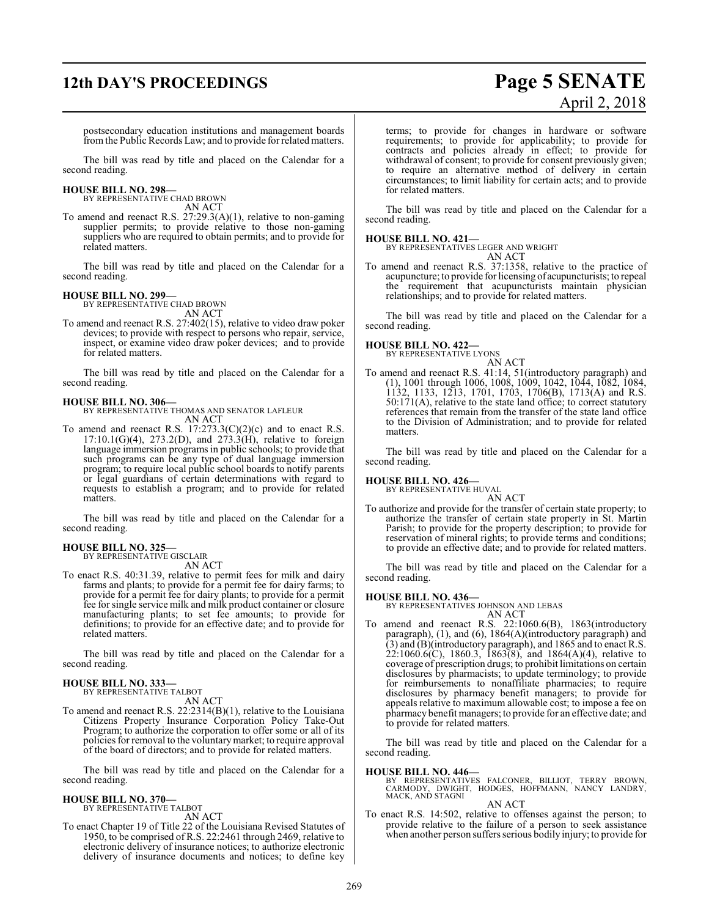postsecondary education institutions and management boards from the Public Records Law; and to provide for related matters.

The bill was read by title and placed on the Calendar for a second reading.

**HOUSE BILL NO. 298—**
BY REPRESENTATIVE CHAD BROWN
AN ACT

To amend and reenact R.S. 27:29.3(A)(1), relative to non-gaming supplier permits; to provide relative to those non-gaming suppliers who are required to obtain permits; and to provide for related matters.

The bill was read by title and placed on the Calendar for a second reading.

**HOUSE BILL NO. 299—**
BY REPRESENTATIVE CHAD BROWN
AN ACT

To amend and reenact R.S. 27:402(15), relative to video draw poker devices; to provide with respect to persons who repair, service, inspect, or examine video draw poker devices; and to provide for related matters.

The bill was read by title and placed on the Calendar for a second reading.

**HOUSE BILL NO. 306—**
BY REPRESENTATIVE THOMAS AND SENATOR LAFLEUR
AN ACT

To amend and reenact R.S. 17:273.3(C)(2)(c) and to enact R.S. 17:10.1(G)(4), 273.2(D), and 273.3(H), relative to foreign language immersion programs in public schools; to provide that such programs can be any type of dual language immersion program; to require local public school boards to notify parents or legal guardians of certain determinations with regard to requests to establish a program; and to provide for related matters.

The bill was read by title and placed on the Calendar for a second reading.

**HOUSE BILL NO. 325—**
BY REPRESENTATIVE GISCLAIR
AN ACT

To enact R.S. 40:31.39, relative to permit fees for milk and dairy farms and plants; to provide for a permit fee for dairy farms; to provide for a permit fee for dairy plants; to provide for a permit fee for single service milk and milk product container or closure manufacturing plants; to set fee amounts; to provide for definitions; to provide for an effective date; and to provide for related matters.

The bill was read by title and placed on the Calendar for a second reading.

**HOUSE BILL NO. 333—**
BY REPRESENTATIVE TALBOT
AN ACT

To amend and reenact R.S. 22:2314(B)(1), relative to the Louisiana Citizens Property Insurance Corporation Policy Take-Out Program; to authorize the corporation to offer some or all of its policies for removal to the voluntary market; to require approval of the board of directors; and to provide for related matters.

The bill was read by title and placed on the Calendar for a second reading.

**HOUSE BILL NO. 370—**
BY REPRESENTATIVE TALBOT
AN ACT

To enact Chapter 19 of Title 22 of the Louisiana Revised Statutes of 1950, to be comprised of R.S. 22:2461 through 2469, relative to electronic delivery of insurance notices; to authorize electronic delivery of insurance documents and notices; to define key terms; to provide for changes in hardware or software requirements; to provide for applicability; to provide for contracts and policies already in effect; to provide for withdrawal of consent; to provide for consent previously given; to require an alternative method of delivery in certain circumstances; to limit liability for certain acts; and to provide for related matters.

The bill was read by title and placed on the Calendar for a second reading.

**HOUSE BILL NO. 421—**
BY REPRESENTATIVES LEGER AND WRIGHT
AN ACT

To amend and reenact R.S. 37:1358, relative to the practice of acupuncture; to provide for licensing of acupuncturists; to repeal the requirement that acupuncturists maintain physician relationships; and to provide for related matters.

The bill was read by title and placed on the Calendar for a second reading.

**HOUSE BILL NO. 422—**
BY REPRESENTATIVE LYONS
AN ACT

To amend and reenact R.S. 41:14, 51(introductory paragraph) and (1), 1001 through 1006, 1008, 1009, 1042, 1044, 1082, 1084, 1132, 1133, 1213, 1701, 1703, 1706(B), 1713(A) and R.S. 50:171(A), relative to the state land office; to correct statutory references that remain from the transfer of the state land office to the Division of Administration; and to provide for related matters.

The bill was read by title and placed on the Calendar for a second reading.

**HOUSE BILL NO. 426—**
BY REPRESENTATIVE HUVAL
AN ACT

To authorize and provide for the transfer of certain state property; to authorize the transfer of certain state property in St. Martin Parish; to provide for the property description; to provide for reservation of mineral rights; to provide terms and conditions; to provide an effective date; and to provide for related matters.

The bill was read by title and placed on the Calendar for a second reading.

**HOUSE BILL NO. 436—**
BY REPRESENTATIVES JOHNSON AND LEBAS
AN ACT

To amend and reenact R.S. 22:1060.6(B), 1863(introductory paragraph), (1), and (6), 1864(A)(introductory paragraph) and (3) and (B)(introductory paragraph), and 1865 and to enact R.S. 22:1060.6(C), 1860.3, 1863(8), and 1864(A)(4), relative to coverage of prescription drugs; to prohibit limitations on certain disclosures by pharmacists; to update terminology; to provide for reimbursements to nonaffiliate pharmacies; to require disclosures by pharmacy benefit managers; to provide for appeals relative to maximum allowable cost; to impose a fee on pharmacy benefit managers; to provide for an effective date; and to provide for related matters.

The bill was read by title and placed on the Calendar for a second reading.

**HOUSE BILL NO. 446—**
BY REPRESENTATIVES FALCONER, BILLIOT, TERRY BROWN, CARMODY, DWIGHT, HODGES, HOFFMANN, NANCY LANDRY, MACK, AND STAGNI
AN ACT

To enact R.S. 14:502, relative to offenses against the person; to provide relative to the failure of a person to seek assistance when another person suffers serious bodily injury; to provide for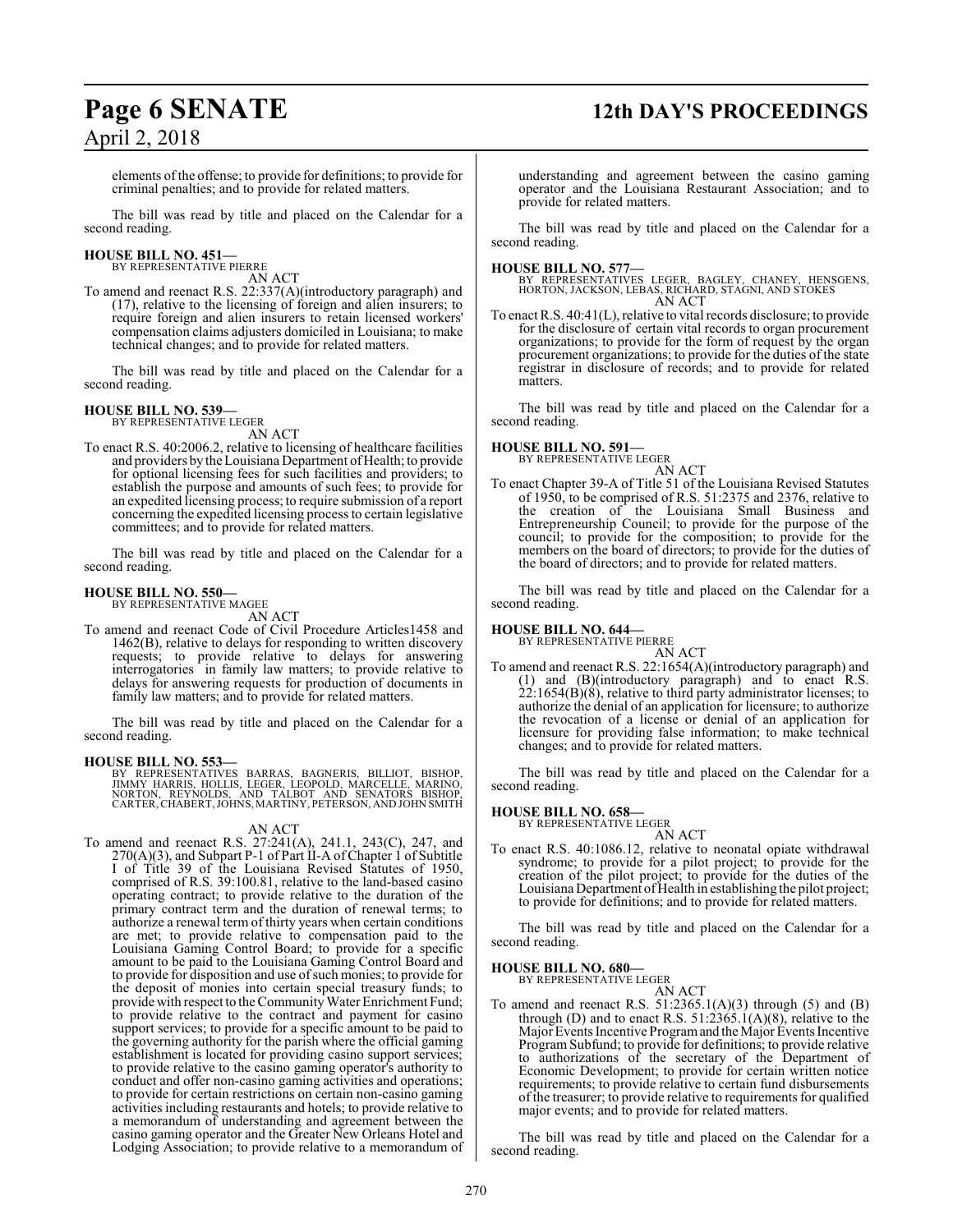elements of the offense; to provide for definitions; to provide for criminal penalties; and to provide for related matters.

The bill was read by title and placed on the Calendar for a second reading.

**HOUSE BILL NO. 451—**
BY REPRESENTATIVE PIERRE

AN ACT

To amend and reenact R.S. 22:337(A)(introductory paragraph) and (17), relative to the licensing of foreign and alien insurers; to require foreign and alien insurers to retain licensed workers' compensation claims adjusters domiciled in Louisiana; to make technical changes; and to provide for related matters.

The bill was read by title and placed on the Calendar for a second reading.

**HOUSE BILL NO. 539—**
BY REPRESENTATIVE LEGER

AN ACT

To enact R.S. 40:2006.2, relative to licensing of healthcare facilities and providers by the Louisiana Department of Health; to provide for optional licensing fees for such facilities and providers; to establish the purpose and amounts of such fees; to provide for an expedited licensing process; to require submission of a report concerning the expedited licensing process to certain legislative committees; and to provide for related matters.

The bill was read by title and placed on the Calendar for a second reading.

**HOUSE BILL NO. 550—**
BY REPRESENTATIVE MAGEE

AN ACT

To amend and reenact Code of Civil Procedure Articles1458 and 1462(B), relative to delays for responding to written discovery requests; to provide relative to delays for answering interrogatories in family law matters; to provide relative to delays for answering requests for production of documents in family law matters; and to provide for related matters.

The bill was read by title and placed on the Calendar for a second reading.

**HOUSE BILL NO. 553—**
BY REPRESENTATIVES BARRAS, BAGNERIS, BILLIOT, BISHOP, JIMMY HARRIS, HOLLIS, LEGER, LEOPOLD, MARCELLE, MARINO, NORTON, REYNOLDS, AND TALBOT AND SENATORS BISHOP, CARTER, CHABERT, JOHNS, MARTINY, PETERSON, AND JOHN SMITH

AN ACT

To amend and reenact R.S. 27:241(A), 241.1, 243(C), 247, and 270(A)(3), and Subpart P-1 of Part II-A of Chapter 1 of Subtitle I of Title 39 of the Louisiana Revised Statutes of 1950, comprised of R.S. 39:100.81, relative to the land-based casino operating contract; to provide relative to the duration of the primary contract term and the duration of renewal terms; to authorize a renewal term of thirty years when certain conditions are met; to provide relative to compensation paid to the Louisiana Gaming Control Board; to provide for a specific amount to be paid to the Louisiana Gaming Control Board and to provide for disposition and use of such monies; to provide for the deposit of monies into certain special treasury funds; to provide with respect to the Community Water Enrichment Fund; to provide relative to the contract and payment for casino support services; to provide for a specific amount to be paid to the governing authority for the parish where the official gaming establishment is located for providing casino support services; to provide relative to the casino gaming operator's authority to conduct and offer non-casino gaming activities and operations; to provide for certain restrictions on certain non-casino gaming activities including restaurants and hotels; to provide relative to a memorandum of understanding and agreement between the casino gaming operator and the Greater New Orleans Hotel and Lodging Association; to provide relative to a memorandum of understanding and agreement between the casino gaming operator and the Louisiana Restaurant Association; and to provide for related matters.

The bill was read by title and placed on the Calendar for a second reading.

**HOUSE BILL NO. 577—**
BY REPRESENTATIVES LEGER, BAGLEY, CHANEY, HENSGENS, HORTON, JACKSON, LEBAS, RICHARD, STAGNI, AND STOKES

AN ACT

To enact R.S. 40:41(L), relative to vital records disclosure; to provide for the disclosure of certain vital records to organ procurement organizations; to provide for the form of request by the organ procurement organizations; to provide for the duties of the state registrar in disclosure of records; and to provide for related matters.

The bill was read by title and placed on the Calendar for a second reading.

**HOUSE BILL NO. 591—**
BY REPRESENTATIVE LEGER

AN ACT

To enact Chapter 39-A of Title 51 of the Louisiana Revised Statutes of 1950, to be comprised of R.S. 51:2375 and 2376, relative to the creation of the Louisiana Small Business and Entrepreneurship Council; to provide for the purpose of the council; to provide for the composition; to provide for the members on the board of directors; to provide for the duties of the board of directors; and to provide for related matters.

The bill was read by title and placed on the Calendar for a second reading.

**HOUSE BILL NO. 644—**
BY REPRESENTATIVE PIERRE

AN ACT

To amend and reenact R.S. 22:1654(A)(introductory paragraph) and (1) and (B)(introductory paragraph) and to enact R.S. 22:1654(B)(8), relative to third party administrator licenses; to authorize the denial of an application for licensure; to authorize the revocation of a license or denial of an application for licensure for providing false information; to make technical changes; and to provide for related matters.

The bill was read by title and placed on the Calendar for a second reading.

**HOUSE BILL NO. 658—**
BY REPRESENTATIVE LEGER

AN ACT

To enact R.S. 40:1086.12, relative to neonatal opiate withdrawal syndrome; to provide for a pilot project; to provide for the creation of the pilot project; to provide for the duties of the Louisiana Department of Health in establishing the pilot project; to provide for definitions; and to provide for related matters.

The bill was read by title and placed on the Calendar for a second reading.

**HOUSE BILL NO. 680—**
BY REPRESENTATIVE LEGER

AN ACT

To amend and reenact R.S. 51:2365.1(A)(3) through (5) and (B) through (D) and to enact R.S. 51:2365.1(A)(8), relative to the Major Events Incentive Program and the Major Events Incentive Program Subfund; to provide for definitions; to provide relative to authorizations of the secretary of the Department of Economic Development; to provide for certain written notice requirements; to provide relative to certain fund disbursements of the treasurer; to provide relative to requirements for qualified major events; and to provide for related matters.

The bill was read by title and placed on the Calendar for a second reading.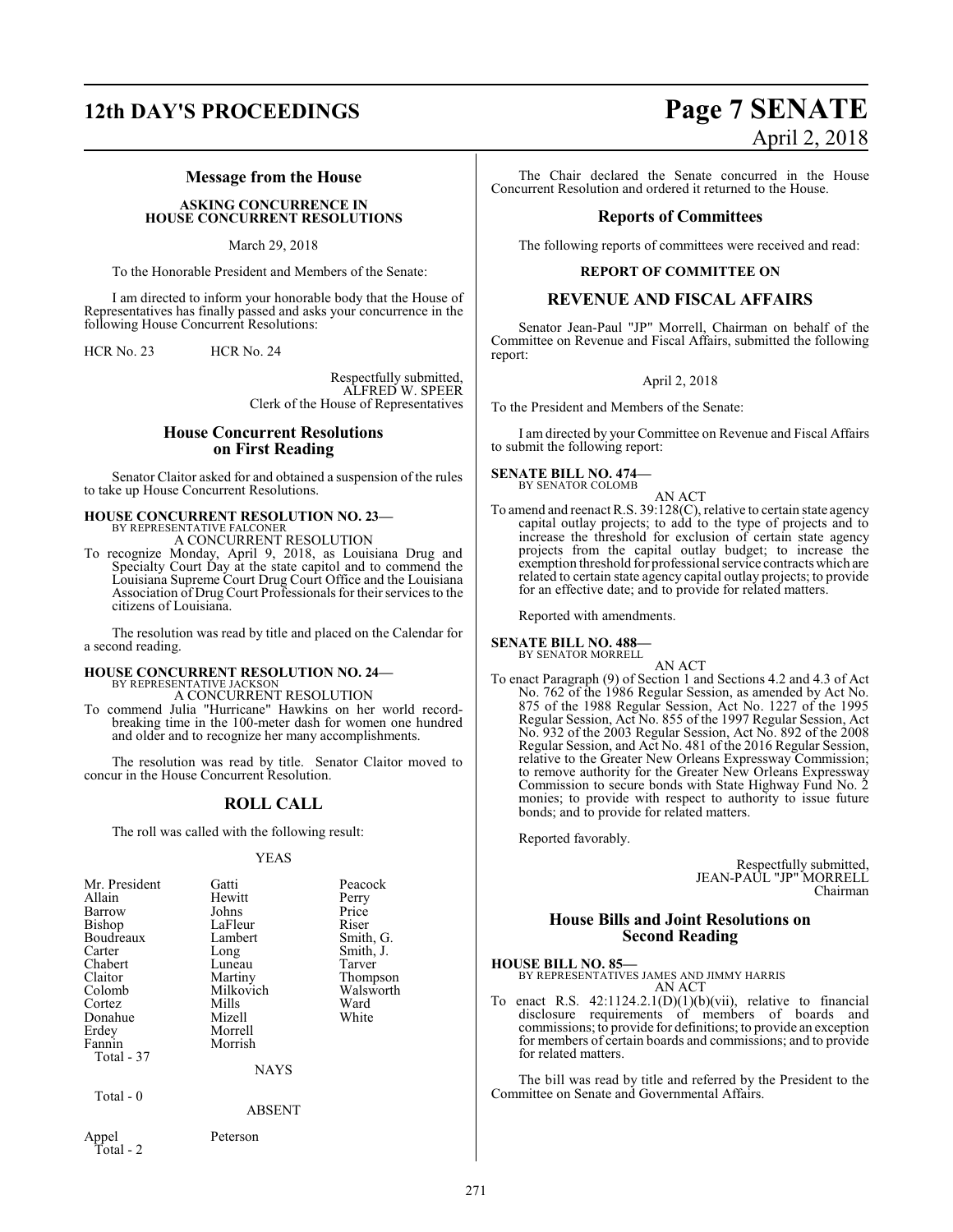## Message from the House

**ASKING CONCURRENCE IN HOUSE CONCURRENT RESOLUTIONS**

March 29, 2018

To the Honorable President and Members of the Senate:

I am directed to inform your honorable body that the House of Representatives has finally passed and asks your concurrence in the following House Concurrent Resolutions:

HCR No. 23 HCR No. 24

Respectfully submitted,
ALFRED W. SPEER
Clerk of the House of Representatives

## House Concurrent Resolutions on First Reading

Senator Claitor asked for and obtained a suspension of the rules to take up House Concurrent Resolutions.

**HOUSE CONCURRENT RESOLUTION NO. 23—**
BY REPRESENTATIVE FALCONER
A CONCURRENT RESOLUTION

To recognize Monday, April 9, 2018, as Louisiana Drug and Specialty Court Day at the state capitol and to commend the Louisiana Supreme Court Drug Court Office and the Louisiana Association of Drug Court Professionals for their services to the citizens of Louisiana.

The resolution was read by title and placed on the Calendar for a second reading.

**HOUSE CONCURRENT RESOLUTION NO. 24—**
BY REPRESENTATIVE JACKSON
A CONCURRENT RESOLUTION

To commend Julia "Hurricane" Hawkins on her world record-breaking time in the 100-meter dash for women one hundred and older and to recognize her many accomplishments.

The resolution was read by title. Senator Claitor moved to concur in the House Concurrent Resolution.

## ROLL CALL

The roll was called with the following result:

YEAS

| | | |
|---|---|---|
| Mr. President | Gatti | Peacock |
| Allain | Hewitt | Perry |
| Barrow | Johns | Price |
| Bishop | LaFleur | Riser |
| Boudreaux | Lambert | Smith, G. |
| Carter | Long | Smith, J. |
| Chabert | Luneau | Tarver |
| Claitor | Martiny | Thompson |
| Colomb | Milkovich | Walsworth |
| Cortez | Mills | Ward |
| Donahue | Mizell | White |
| Erdey | Morrell | |
| Fannin | Morrish | |

Total - 37

NAYS

Total - 0

ABSENT

Appel Peterson

Total - 2

The Chair declared the Senate concurred in the House Concurrent Resolution and ordered it returned to the House.

## Reports of Committees

The following reports of committees were received and read:

**REPORT OF COMMITTEE ON**

## REVENUE AND FISCAL AFFAIRS

Senator Jean-Paul "JP" Morrell, Chairman on behalf of the Committee on Revenue and Fiscal Affairs, submitted the following report:

April 2, 2018

To the President and Members of the Senate:

I am directed by your Committee on Revenue and Fiscal Affairs to submit the following report:

**SENATE BILL NO. 474—**
BY SENATOR COLOMB
AN ACT

To amend and reenact R.S. 39:128(C), relative to certain state agency capital outlay projects; to add to the type of projects and to increase the threshold for exclusion of certain state agency projects from the capital outlay budget; to increase the exemption threshold for professional service contracts which are related to certain state agency capital outlay projects; to provide for an effective date; and to provide for related matters.

Reported with amendments.

**SENATE BILL NO. 488—**
BY SENATOR MORRELL
AN ACT

To enact Paragraph (9) of Section 1 and Sections 4.2 and 4.3 of Act No. 762 of the 1986 Regular Session, as amended by Act No. 875 of the 1988 Regular Session, Act No. 1227 of the 1995 Regular Session, Act No. 855 of the 1997 Regular Session, Act No. 932 of the 2003 Regular Session, Act No. 892 of the 2008 Regular Session, and Act No. 481 of the 2016 Regular Session, relative to the Greater New Orleans Expressway Commission; to remove authority for the Greater New Orleans Expressway Commission to secure bonds with State Highway Fund No. 2 monies; to provide with respect to authority to issue future bonds; and to provide for related matters.

Reported favorably.

Respectfully submitted,
JEAN-PAUL "JP" MORRELL
Chairman

## House Bills and Joint Resolutions on Second Reading

**HOUSE BILL NO. 85—**
BY REPRESENTATIVES JAMES AND JIMMY HARRIS
AN ACT

To enact R.S. 42:1124.2.1(D)(1)(b)(vii), relative to financial disclosure requirements of members of boards and commissions; to provide for definitions; to provide an exception for members of certain boards and commissions; and to provide for related matters.

The bill was read by title and referred by the President to the Committee on Senate and Governmental Affairs.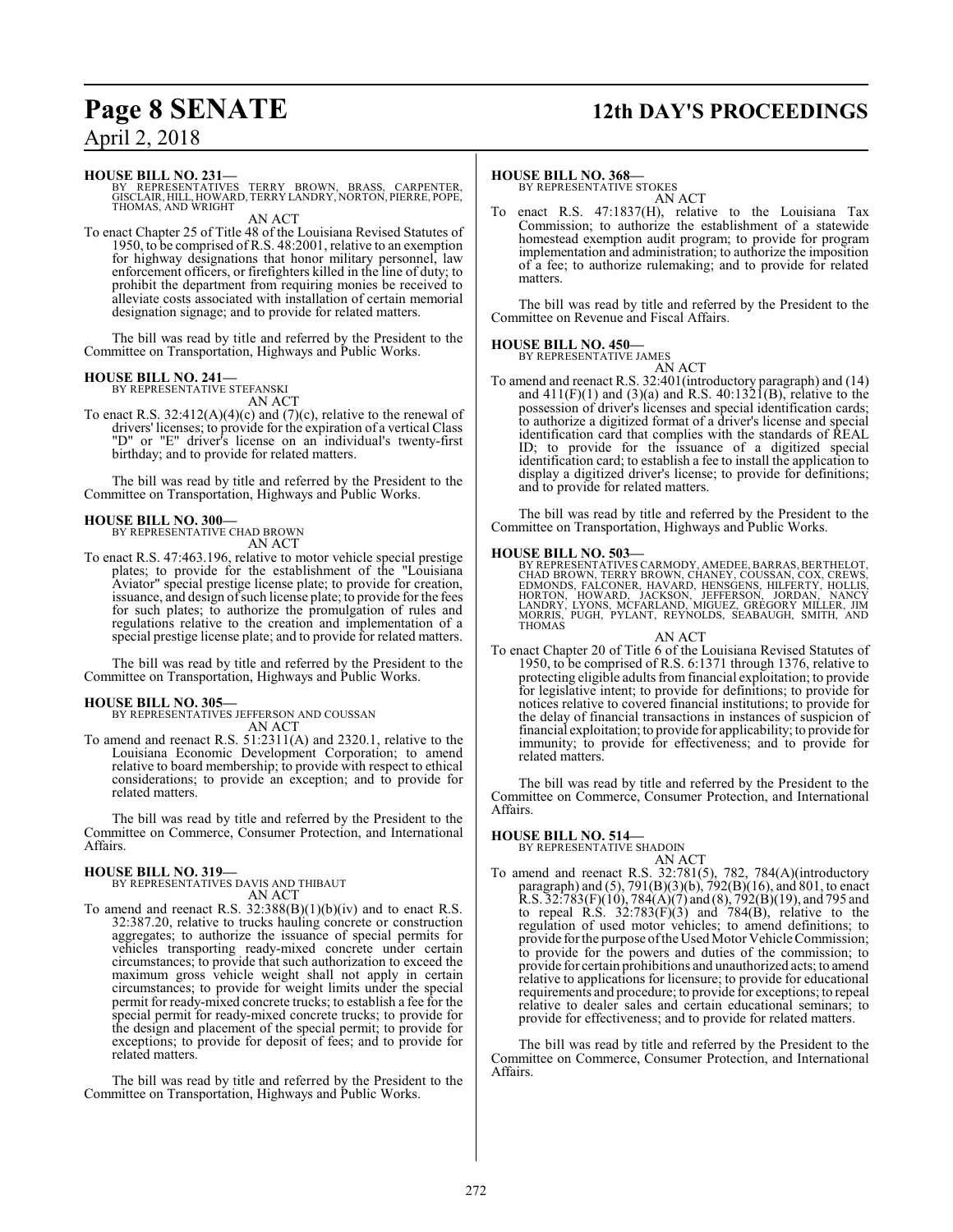**HOUSE BILL NO. 231—**
BY REPRESENTATIVES TERRY BROWN, BRASS, CARPENTER, GISCLAIR, HILL, HOWARD, TERRY LANDRY, NORTON, PIERRE, POPE, THOMAS, AND WRIGHT

AN ACT

To enact Chapter 25 of Title 48 of the Louisiana Revised Statutes of 1950, to be comprised of R.S. 48:2001, relative to an exemption for highway designations that honor military personnel, law enforcement officers, or firefighters killed in the line of duty; to prohibit the department from requiring monies be received to alleviate costs associated with installation of certain memorial designation signage; and to provide for related matters.

The bill was read by title and referred by the President to the Committee on Transportation, Highways and Public Works.

**HOUSE BILL NO. 241—**
BY REPRESENTATIVE STEFANSKI

AN ACT

To enact R.S. 32:412(A)(4)(c) and (7)(c), relative to the renewal of drivers' licenses; to provide for the expiration of a vertical Class "D" or "E" driver's license on an individual's twenty-first birthday; and to provide for related matters.

The bill was read by title and referred by the President to the Committee on Transportation, Highways and Public Works.

**HOUSE BILL NO. 300—**
BY REPRESENTATIVE CHAD BROWN

AN ACT

To enact R.S. 47:463.196, relative to motor vehicle special prestige plates; to provide for the establishment of the "Louisiana Aviator" special prestige license plate; to provide for creation, issuance, and design of such license plate; to provide for the fees for such plates; to authorize the promulgation of rules and regulations relative to the creation and implementation of a special prestige license plate; and to provide for related matters.

The bill was read by title and referred by the President to the Committee on Transportation, Highways and Public Works.

**HOUSE BILL NO. 305—**
BY REPRESENTATIVES JEFFERSON AND COUSSAN

AN ACT

To amend and reenact R.S. 51:2311(A) and 2320.1, relative to the Louisiana Economic Development Corporation; to amend relative to board membership; to provide with respect to ethical considerations; to provide an exception; and to provide for related matters.

The bill was read by title and referred by the President to the Committee on Commerce, Consumer Protection, and International Affairs.

**HOUSE BILL NO. 319—**
BY REPRESENTATIVES DAVIS AND THIBAUT

AN ACT

To amend and reenact R.S. 32:388(B)(1)(b)(iv) and to enact R.S. 32:387.20, relative to trucks hauling concrete or construction aggregates; to authorize the issuance of special permits for vehicles transporting ready-mixed concrete under certain circumstances; to provide that such authorization to exceed the maximum gross vehicle weight shall not apply in certain circumstances; to provide for weight limits under the special permit for ready-mixed concrete trucks; to establish a fee for the special permit for ready-mixed concrete trucks; to provide for the design and placement of the special permit; to provide for exceptions; to provide for deposit of fees; and to provide for related matters.

The bill was read by title and referred by the President to the Committee on Transportation, Highways and Public Works.

**HOUSE BILL NO. 368—**
BY REPRESENTATIVE STOKES

AN ACT

To enact R.S. 47:1837(H), relative to the Louisiana Tax Commission; to authorize the establishment of a statewide homestead exemption audit program; to provide for program implementation and administration; to authorize the imposition of a fee; to authorize rulemaking; and to provide for related matters.

The bill was read by title and referred by the President to the Committee on Revenue and Fiscal Affairs.

**HOUSE BILL NO. 450—**
BY REPRESENTATIVE JAMES

AN ACT

To amend and reenact R.S. 32:401(introductory paragraph) and (14) and 411(F)(1) and (3)(a) and R.S. 40:1321(B), relative to the possession of driver's licenses and special identification cards; to authorize a digitized format of a driver's license and special identification card that complies with the standards of REAL ID; to provide for the issuance of a digitized special identification card; to establish a fee to install the application to display a digitized driver's license; to provide for definitions; and to provide for related matters.

The bill was read by title and referred by the President to the Committee on Transportation, Highways and Public Works.

**HOUSE BILL NO. 503—**
BY REPRESENTATIVES CARMODY, AMEDEE, BARRAS, BERTHELOT, CHAD BROWN, TERRY BROWN, CHANEY, COUSSAN, COX, CREWS, EDMONDS, FALCONER, HAVARD, HENSGENS, HILFERTY, HOLLIS, HORTON, HOWARD, JACKSON, JEFFERSON, JORDAN, NANCY LANDRY, LYONS, MCFARLAND, MIGUEZ, GREGORY MILLER, JIM MORRIS, PUGH, PYLANT, REYNOLDS, SEABAUGH, SMITH, AND THOMAS

AN ACT

To enact Chapter 20 of Title 6 of the Louisiana Revised Statutes of 1950, to be comprised of R.S. 6:1371 through 1376, relative to protecting eligible adults from financial exploitation; to provide for legislative intent; to provide for definitions; to provide for notices relative to covered financial institutions; to provide for the delay of financial transactions in instances of suspicion of financial exploitation; to provide for applicability; to provide for immunity; to provide for effectiveness; and to provide for related matters.

The bill was read by title and referred by the President to the Committee on Commerce, Consumer Protection, and International Affairs.

**HOUSE BILL NO. 514—**
BY REPRESENTATIVE SHADOIN

AN ACT

To amend and reenact R.S. 32:781(5), 782, 784(A)(introductory paragraph) and (5), 791(B)(3)(b), 792(B)(16), and 801, to enact R.S. 32:783(F)(10), 784(A)(7) and (8), 792(B)(19), and 795 and to repeal R.S. 32:783(F)(3) and 784(B), relative to the regulation of used motor vehicles; to amend definitions; to provide for the purpose of the Used Motor Vehicle Commission; to provide for the powers and duties of the commission; to provide for certain prohibitions and unauthorized acts; to amend relative to applications for licensure; to provide for educational requirements and procedure; to provide for exceptions; to repeal relative to dealer sales and certain educational seminars; to provide for effectiveness; and to provide for related matters.

The bill was read by title and referred by the President to the Committee on Commerce, Consumer Protection, and International Affairs.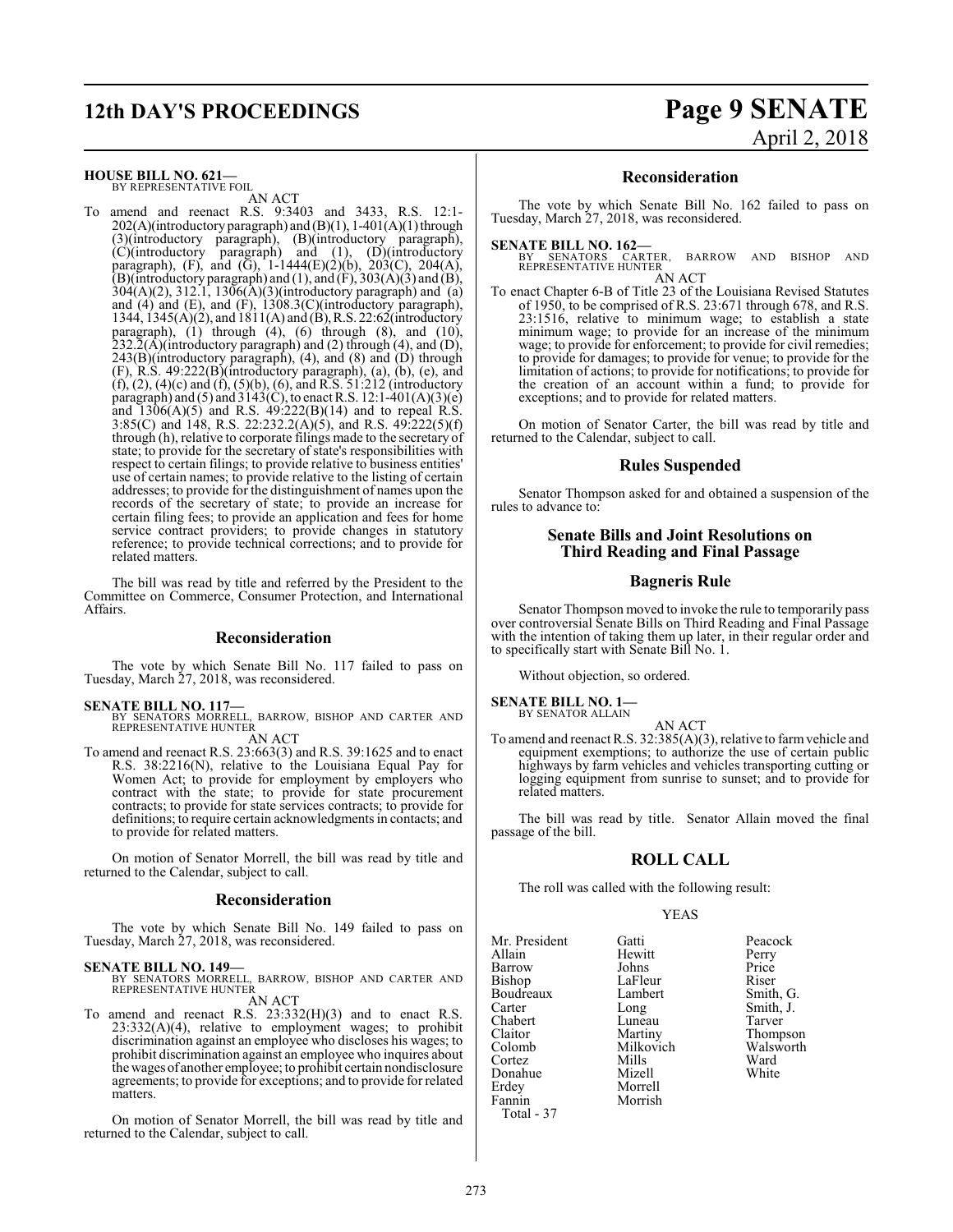**HOUSE BILL NO. 621—**
BY REPRESENTATIVE FOIL

AN ACT

To amend and reenact R.S. 9:3403 and 3433, R.S. 12:1-202(A)(introductory paragraph) and (B)(1), 1-401(A)(1) through (3)(introductory paragraph), (B)(introductory paragraph), (C)(introductory paragraph) and (1), (D)(introductory paragraph), (F), and (G), 1-1444(E)(2)(b), 203(C), 204(A), (B)(introductory paragraph) and (1), and (F), 303(A)(3) and (B), 304(A)(2), 312.1, 1306(A)(3)(introductory paragraph) and (a) and (4) and (E), and (F), 1308.3(C)(introductory paragraph), 1344, 1345(A)(2), and 1811(A) and (B), R.S. 22:62(introductory paragraph), (1) through (4), (6) through (8), and (10), 232.2(A)(introductory paragraph) and (2) through (4), and (D), 243(B)(introductory paragraph), (4), and (8) and (D) through (F), R.S. 49:222(B)(introductory paragraph), (a), (b), (e), and (f), (2), (4)(c) and (f), (5)(b), (6), and R.S. 51:212 (introductory paragraph) and (5) and 3143(C), to enact R.S. 12:1-401(A)(3)(e) and 1306(A)(5) and R.S. 49:222(B)(14) and to repeal R.S. 3:85(C) and 148, R.S. 22:232.2(A)(5), and R.S. 49:222(5)(f) through (h), relative to corporate filings made to the secretary of state; to provide for the secretary of state's responsibilities with respect to certain filings; to provide relative to business entities' use of certain names; to provide relative to the listing of certain addresses; to provide for the distinguishment of names upon the records of the secretary of state; to provide an increase for certain filing fees; to provide an application and fees for home service contract providers; to provide changes in statutory reference; to provide technical corrections; and to provide for related matters.

The bill was read by title and referred by the President to the Committee on Commerce, Consumer Protection, and International Affairs.

## Reconsideration

The vote by which Senate Bill No. 117 failed to pass on Tuesday, March 27, 2018, was reconsidered.

**SENATE BILL NO. 117—**
BY SENATORS MORRELL, BARROW, BISHOP AND CARTER AND REPRESENTATIVE HUNTER

AN ACT

To amend and reenact R.S. 23:663(3) and R.S. 39:1625 and to enact R.S. 38:2216(N), relative to the Louisiana Equal Pay for Women Act; to provide for employment by employers who contract with the state; to provide for state procurement contracts; to provide for state services contracts; to provide for definitions; to require certain acknowledgments in contacts; and to provide for related matters.

On motion of Senator Morrell, the bill was read by title and returned to the Calendar, subject to call.

## Reconsideration

The vote by which Senate Bill No. 149 failed to pass on Tuesday, March 27, 2018, was reconsidered.

**SENATE BILL NO. 149—**
BY SENATORS MORRELL, BARROW, BISHOP AND CARTER AND REPRESENTATIVE HUNTER

AN ACT

To amend and reenact R.S. 23:332(H)(3) and to enact R.S. 23:332(A)(4), relative to employment wages; to prohibit discrimination against an employee who discloses his wages; to prohibit discrimination against an employee who inquires about the wages of another employee; to prohibit certain nondisclosure agreements; to provide for exceptions; and to provide for related matters.

On motion of Senator Morrell, the bill was read by title and returned to the Calendar, subject to call.

## Reconsideration

The vote by which Senate Bill No. 162 failed to pass on Tuesday, March 27, 2018, was reconsidered.

**SENATE BILL NO. 162—**
BY SENATORS CARTER, BARROW AND BISHOP AND REPRESENTATIVE HUNTER

AN ACT

To enact Chapter 6-B of Title 23 of the Louisiana Revised Statutes of 1950, to be comprised of R.S. 23:671 through 678, and R.S. 23:1516, relative to minimum wage; to establish a state minimum wage; to provide for an increase of the minimum wage; to provide for enforcement; to provide for civil remedies; to provide for damages; to provide for venue; to provide for the limitation of actions; to provide for notifications; to provide for the creation of an account within a fund; to provide for exceptions; and to provide for related matters.

On motion of Senator Carter, the bill was read by title and returned to the Calendar, subject to call.

## Rules Suspended

Senator Thompson asked for and obtained a suspension of the rules to advance to:

## Senate Bills and Joint Resolutions on Third Reading and Final Passage

## Bagneris Rule

Senator Thompson moved to invoke the rule to temporarily pass over controversial Senate Bills on Third Reading and Final Passage with the intention of taking them up later, in their regular order and to specifically start with Senate Bill No. 1.

Without objection, so ordered.

**SENATE BILL NO. 1—**
BY SENATOR ALLAIN

AN ACT

To amend and reenact R.S. 32:385(A)(3), relative to farm vehicle and equipment exemptions; to authorize the use of certain public highways by farm vehicles and vehicles transporting cutting or logging equipment from sunrise to sunset; and to provide for related matters.

The bill was read by title. Senator Allain moved the final passage of the bill.

## ROLL CALL

The roll was called with the following result:

YEAS

| | | |
|---|---|---|
| Mr. President | Gatti | Peacock |
| Allain | Hewitt | Perry |
| Barrow | Johns | Price |
| Bishop | LaFleur | Riser |
| Boudreaux | Lambert | Smith, G. |
| Carter | Long | Smith, J. |
| Chabert | Luneau | Tarver |
| Claitor | Martiny | Thompson |
| Colomb | Milkovich | Walsworth |
| Cortez | Mills | Ward |
| Donahue | Mizell | White |
| Erdey | Morrell | |
| Fannin | Morrish | |

Total - 37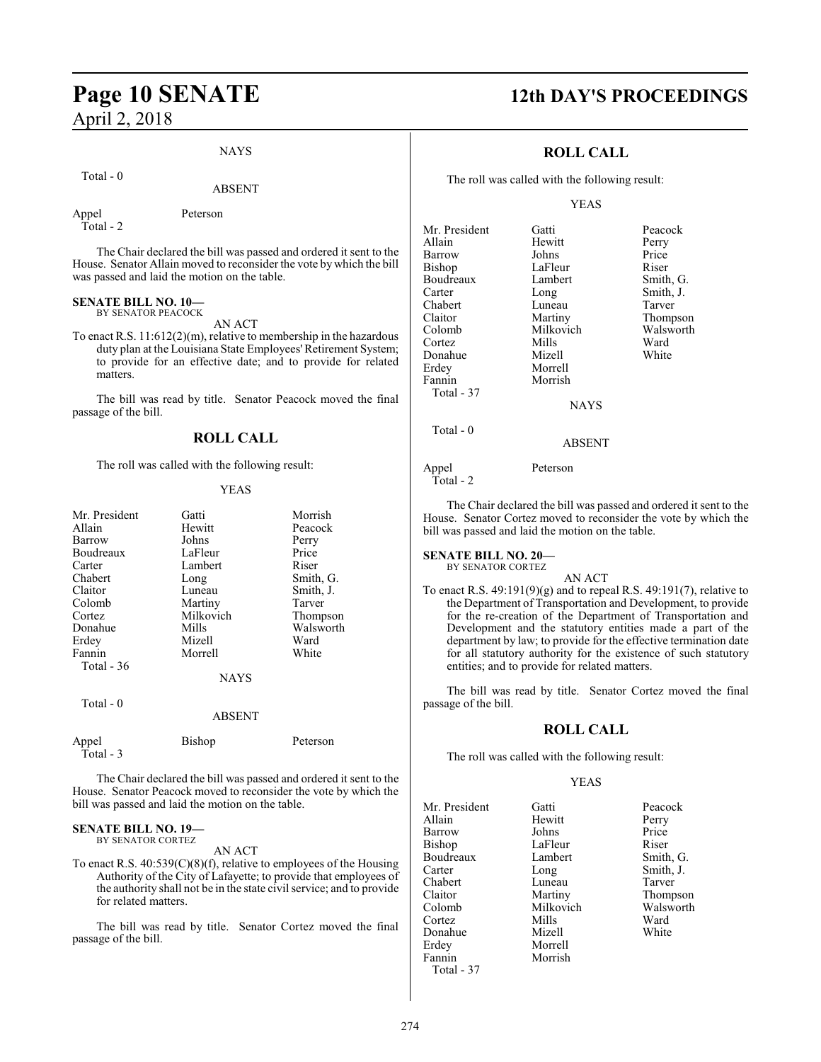NAYS

Total - 0

ABSENT

Appel Peterson
Total - 2

The Chair declared the bill was passed and ordered it sent to the House. Senator Allain moved to reconsider the vote by which the bill was passed and laid the motion on the table.

**SENATE BILL NO. 10—**
BY SENATOR PEACOCK

AN ACT

To enact R.S. 11:612(2)(m), relative to membership in the hazardous duty plan at the Louisiana State Employees' Retirement System; to provide for an effective date; and to provide for related matters.

The bill was read by title. Senator Peacock moved the final passage of the bill.

## ROLL CALL

The roll was called with the following result:

YEAS

| | | |
|---|---|---|
| Mr. President | Gatti | Morrish |
| Allain | Hewitt | Peacock |
| Barrow | Johns | Perry |
| Boudreaux | LaFleur | Price |
| Carter | Lambert | Riser |
| Chabert | Long | Smith, G. |
| Claitor | Luneau | Smith, J. |
| Colomb | Martiny | Tarver |
| Cortez | Milkovich | Thompson |
| Donahue | Mills | Walsworth |
| Erdey | Mizell | Ward |
| Fannin | Morrell | White |
| Total - 36 | | |

NAYS

Total - 0

ABSENT

Appel Bishop Peterson
Total - 3

The Chair declared the bill was passed and ordered it sent to the House. Senator Peacock moved to reconsider the vote by which the bill was passed and laid the motion on the table.

**SENATE BILL NO. 19—**
BY SENATOR CORTEZ

AN ACT

To enact R.S. 40:539(C)(8)(f), relative to employees of the Housing Authority of the City of Lafayette; to provide that employees of the authority shall not be in the state civil service; and to provide for related matters.

The bill was read by title. Senator Cortez moved the final passage of the bill.

## ROLL CALL

The roll was called with the following result:

YEAS

| | | |
|---|---|---|
| Mr. President | Gatti | Peacock |
| Allain | Hewitt | Perry |
| Barrow | Johns | Price |
| Bishop | LaFleur | Riser |
| Boudreaux | Lambert | Smith, G. |
| Carter | Long | Smith, J. |
| Chabert | Luneau | Tarver |
| Claitor | Martiny | Thompson |
| Colomb | Milkovich | Walsworth |
| Cortez | Mills | Ward |
| Donahue | Mizell | White |
| Erdey | Morrell | |
| Fannin | Morrish | |
| Total - 37 | | |

NAYS

Total - 0

ABSENT

Appel Peterson
Total - 2

The Chair declared the bill was passed and ordered it sent to the House. Senator Cortez moved to reconsider the vote by which the bill was passed and laid the motion on the table.

**SENATE BILL NO. 20—**
BY SENATOR CORTEZ

AN ACT

To enact R.S. 49:191(9)(g) and to repeal R.S. 49:191(7), relative to the Department of Transportation and Development, to provide for the re-creation of the Department of Transportation and Development and the statutory entities made a part of the department by law; to provide for the effective termination date for all statutory authority for the existence of such statutory entities; and to provide for related matters.

The bill was read by title. Senator Cortez moved the final passage of the bill.

## ROLL CALL

The roll was called with the following result:

YEAS

| | | |
|---|---|---|
| Mr. President | Gatti | Peacock |
| Allain | Hewitt | Perry |
| Barrow | Johns | Price |
| Bishop | LaFleur | Riser |
| Boudreaux | Lambert | Smith, G. |
| Carter | Long | Smith, J. |
| Chabert | Luneau | Tarver |
| Claitor | Martiny | Thompson |
| Colomb | Milkovich | Walsworth |
| Cortez | Mills | Ward |
| Donahue | Mizell | White |
| Erdey | Morrell | |
| Fannin | Morrish | |
| Total - 37 | | |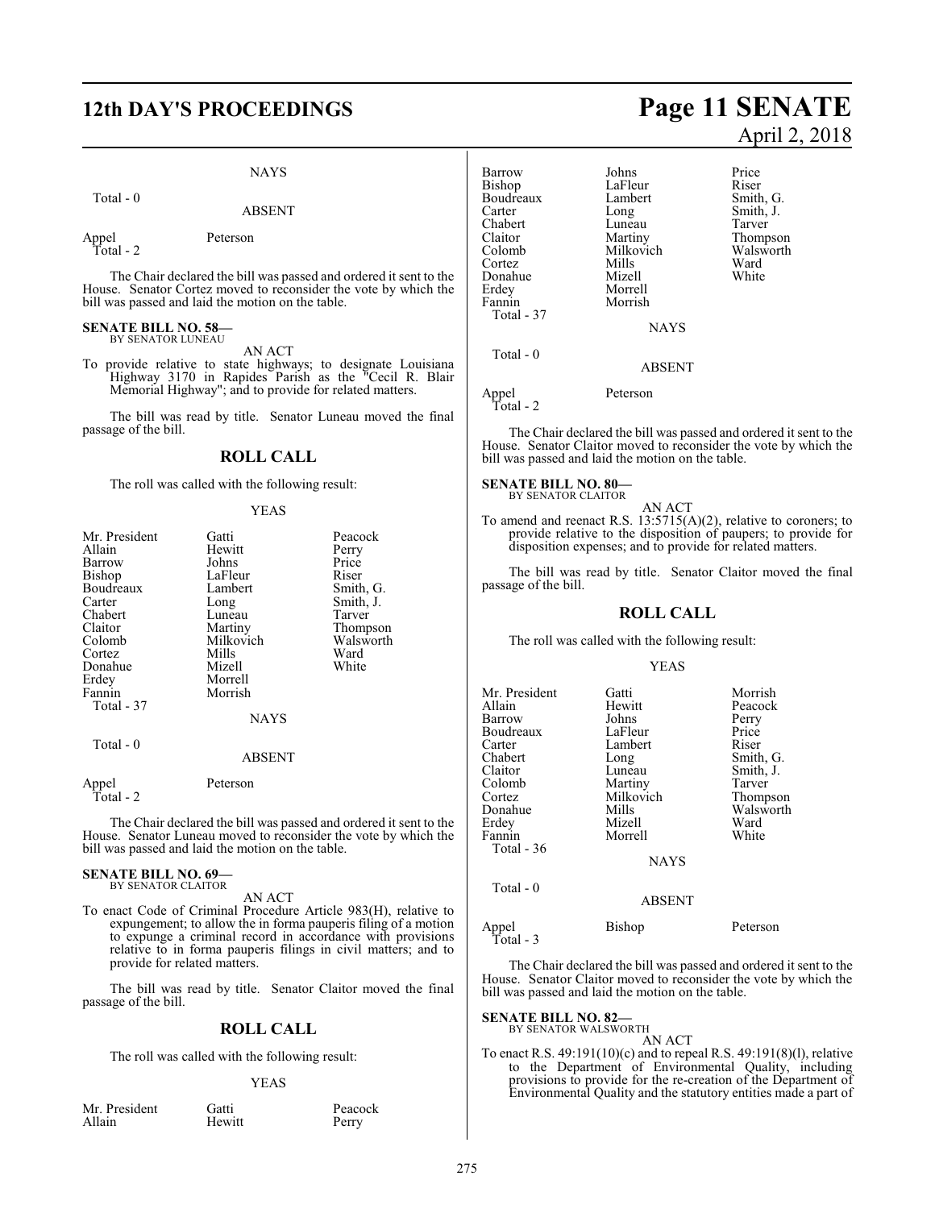NAYS

Total - 0

ABSENT

| | |
|---|---|
| Appel | Peterson |
| Total - 2 | |

The Chair declared the bill was passed and ordered it sent to the House. Senator Cortez moved to reconsider the vote by which the bill was passed and laid the motion on the table.

**SENATE BILL NO. 58—**
BY SENATOR LUNEAU

AN ACT

To provide relative to state highways; to designate Louisiana Highway 3170 in Rapides Parish as the "Cecil R. Blair Memorial Highway"; and to provide for related matters.

The bill was read by title. Senator Luneau moved the final passage of the bill.

## ROLL CALL

The roll was called with the following result:

YEAS

| | | |
|---|---|---|
| Mr. President | Gatti | Peacock |
| Allain | Hewitt | Perry |
| Barrow | Johns | Price |
| Bishop | LaFleur | Riser |
| Boudreaux | Lambert | Smith, G. |
| Carter | Long | Smith, J. |
| Chabert | Luneau | Tarver |
| Claitor | Martiny | Thompson |
| Colomb | Milkovich | Walsworth |
| Cortez | Mills | Ward |
| Donahue | Mizell | White |
| Erdey | Morrell | |
| Fannin | Morrish | |
| Total - 37 | | |

NAYS

Total - 0

ABSENT

| | |
|---|---|
| Appel | Peterson |
| Total - 2 | |

The Chair declared the bill was passed and ordered it sent to the House. Senator Luneau moved to reconsider the vote by which the bill was passed and laid the motion on the table.

**SENATE BILL NO. 69—**
BY SENATOR CLAITOR

AN ACT

To enact Code of Criminal Procedure Article 983(H), relative to expungement; to allow the in forma pauperis filing of a motion to expunge a criminal record in accordance with provisions relative to in forma pauperis filings in civil matters; and to provide for related matters.

The bill was read by title. Senator Claitor moved the final passage of the bill.

## ROLL CALL

The roll was called with the following result:

YEAS

| | | |
|---|---|---|
| Mr. President | Gatti | Peacock |
| Allain | Hewitt | Perry |
| Barrow | Johns | Price |
| Bishop | LaFleur | Riser |
| Boudreaux | Lambert | Smith, G. |
| Carter | Long | Smith, J. |
| Chabert | Luneau | Tarver |
| Claitor | Martiny | Thompson |
| Colomb | Milkovich | Walsworth |
| Cortez | Mills | Ward |
| Donahue | Mizell | White |
| Erdey | Morrell | |
| Fannin | Morrish | |
| Total - 37 | | |

NAYS

Total - 0

ABSENT

| | |
|---|---|
| Appel | Peterson |
| Total - 2 | |

The Chair declared the bill was passed and ordered it sent to the House. Senator Claitor moved to reconsider the vote by which the bill was passed and laid the motion on the table.

**SENATE BILL NO. 80—**
BY SENATOR CLAITOR

AN ACT

To amend and reenact R.S. 13:5715(A)(2), relative to coroners; to provide relative to the disposition of paupers; to provide for disposition expenses; and to provide for related matters.

The bill was read by title. Senator Claitor moved the final passage of the bill.

## ROLL CALL

The roll was called with the following result:

YEAS

| | | |
|---|---|---|
| Mr. President | Gatti | Morrish |
| Allain | Hewitt | Peacock |
| Barrow | Johns | Perry |
| Boudreaux | LaFleur | Price |
| Carter | Lambert | Riser |
| Chabert | Long | Smith, G. |
| Claitor | Luneau | Smith, J. |
| Colomb | Martiny | Tarver |
| Cortez | Milkovich | Thompson |
| Donahue | Mills | Walsworth |
| Erdey | Mizell | Ward |
| Fannin | Morrell | White |
| Total - 36 | | |

NAYS

Total - 0

ABSENT

| | | |
|---|---|---|
| Appel | Bishop | Peterson |
| Total - 3 | | |

The Chair declared the bill was passed and ordered it sent to the House. Senator Claitor moved to reconsider the vote by which the bill was passed and laid the motion on the table.

**SENATE BILL NO. 82—**
BY SENATOR WALSWORTH

AN ACT

To enact R.S. 49:191(10)(c) and to repeal R.S. 49:191(8)(l), relative to the Department of Environmental Quality, including provisions to provide for the re-creation of the Department of Environmental Quality and the statutory entities made a part of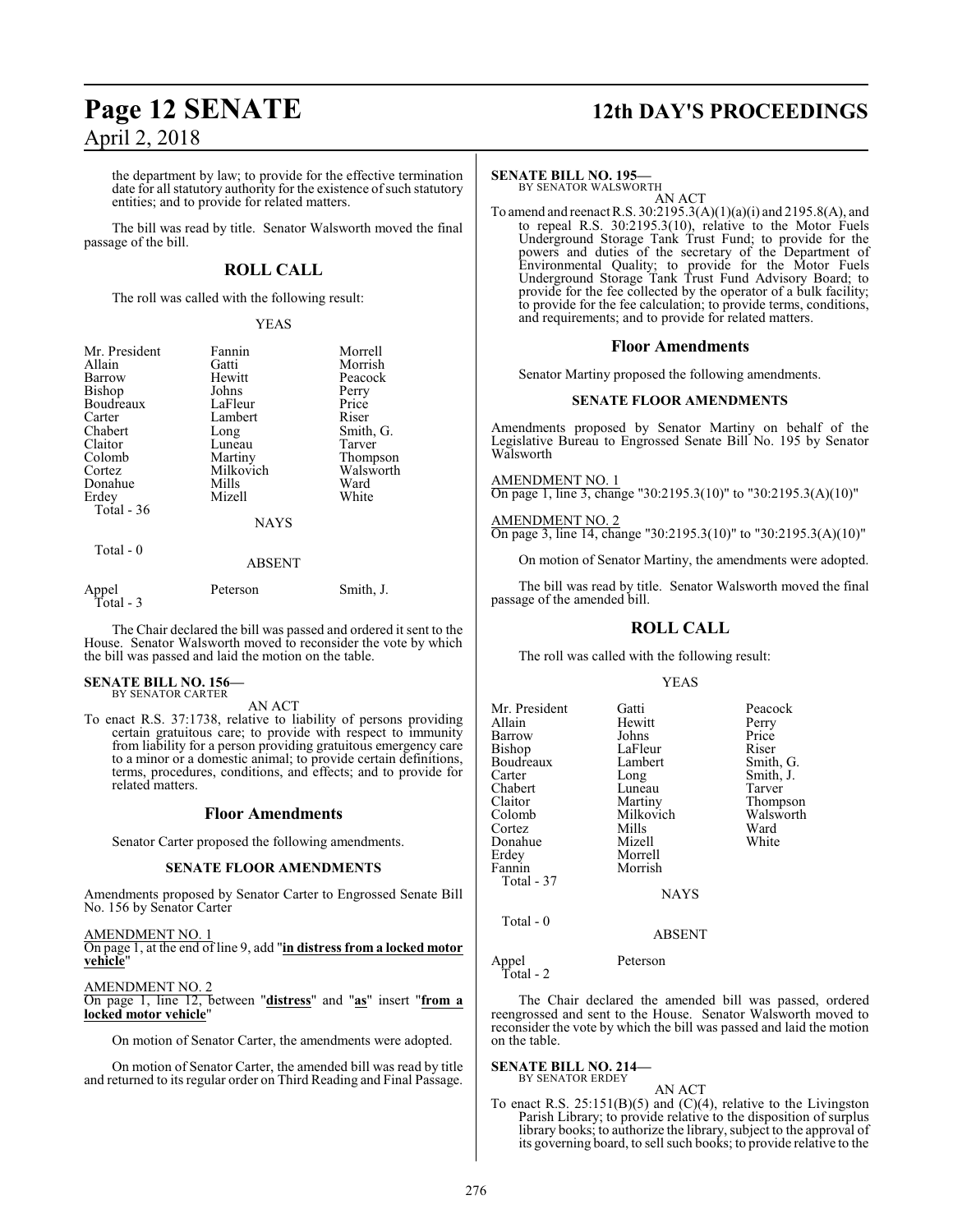the department by law; to provide for the effective termination date for all statutory authority for the existence of such statutory entities; and to provide for related matters.

The bill was read by title. Senator Walsworth moved the final passage of the bill.

## ROLL CALL

The roll was called with the following result:

YEAS

| | | |
|---|---|---|
| Mr. President | Fannin | Morrell |
| Allain | Gatti | Morrish |
| Barrow | Hewitt | Peacock |
| Bishop | Johns | Perry |
| Boudreaux | LaFleur | Price |
| Carter | Lambert | Riser |
| Chabert | Long | Smith, G. |
| Claitor | Luneau | Tarver |
| Colomb | Martiny | Thompson |
| Cortez | Milkovich | Walsworth |
| Donahue | Mills | Ward |
| Erdey | Mizell | White |
| Total - 36 | | |

NAYS

Total - 0

ABSENT

| | | |
|---|---|---|
| Appel | Peterson | Smith, J. |
| Total - 3 | | |

The Chair declared the bill was passed and ordered it sent to the House. Senator Walsworth moved to reconsider the vote by which the bill was passed and laid the motion on the table.

**SENATE BILL NO. 156—**
BY SENATOR CARTER

AN ACT

To enact R.S. 37:1738, relative to liability of persons providing certain gratuitous care; to provide with respect to immunity from liability for a person providing gratuitous emergency care to a minor or a domestic animal; to provide certain definitions, terms, procedures, conditions, and effects; and to provide for related matters.

## Floor Amendments

Senator Carter proposed the following amendments.

### SENATE FLOOR AMENDMENTS

Amendments proposed by Senator Carter to Engrossed Senate Bill No. 156 by Senator Carter

AMENDMENT NO. 1
On page 1, at the end of line 9, add "**in distress from a locked motor vehicle**"

AMENDMENT NO. 2
On page 1, line 12, between "**distress**" and "**as**" insert "**from a locked motor vehicle**"

On motion of Senator Carter, the amendments were adopted.

On motion of Senator Carter, the amended bill was read by title and returned to its regular order on Third Reading and Final Passage.

**SENATE BILL NO. 195—**
BY SENATOR WALSWORTH

AN ACT

To amend and reenact R.S. 30:2195.3(A)(1)(a)(i) and 2195.8(A), and to repeal R.S. 30:2195.3(10), relative to the Motor Fuels Underground Storage Tank Trust Fund; to provide for the powers and duties of the secretary of the Department of Environmental Quality; to provide for the Motor Fuels Underground Storage Tank Trust Fund Advisory Board; to provide for the fee collected by the operator of a bulk facility; to provide for the fee calculation; to provide terms, conditions, and requirements; and to provide for related matters.

## Floor Amendments

Senator Martiny proposed the following amendments.

### SENATE FLOOR AMENDMENTS

Amendments proposed by Senator Martiny on behalf of the Legislative Bureau to Engrossed Senate Bill No. 195 by Senator Walsworth

AMENDMENT NO. 1
On page 1, line 3, change "30:2195.3(10)" to "30:2195.3(A)(10)"

AMENDMENT NO. 2
On page 3, line 14, change "30:2195.3(10)" to "30:2195.3(A)(10)"

On motion of Senator Martiny, the amendments were adopted.

The bill was read by title. Senator Walsworth moved the final passage of the amended bill.

## ROLL CALL

The roll was called with the following result:

YEAS

| | | |
|---|---|---|
| Mr. President | Gatti | Peacock |
| Allain | Hewitt | Perry |
| Barrow | Johns | Price |
| Bishop | LaFleur | Riser |
| Boudreaux | Lambert | Smith, G. |
| Carter | Long | Smith, J. |
| Chabert | Luneau | Tarver |
| Claitor | Martiny | Thompson |
| Colomb | Milkovich | Walsworth |
| Cortez | Mills | Ward |
| Donahue | Mizell | White |
| Erdey | Morrell | |
| Fannin | Morrish | |
| Total - 37 | | |

NAYS

Total - 0

ABSENT

| | |
|---|---|
| Appel | Peterson |
| Total - 2 | |

The Chair declared the amended bill was passed, ordered reengrossed and sent to the House. Senator Walsworth moved to reconsider the vote by which the bill was passed and laid the motion on the table.

**SENATE BILL NO. 214—**
BY SENATOR ERDEY

AN ACT

To enact R.S. 25:151(B)(5) and (C)(4), relative to the Livingston Parish Library; to provide relative to the disposition of surplus library books; to authorize the library, subject to the approval of its governing board, to sell such books; to provide relative to the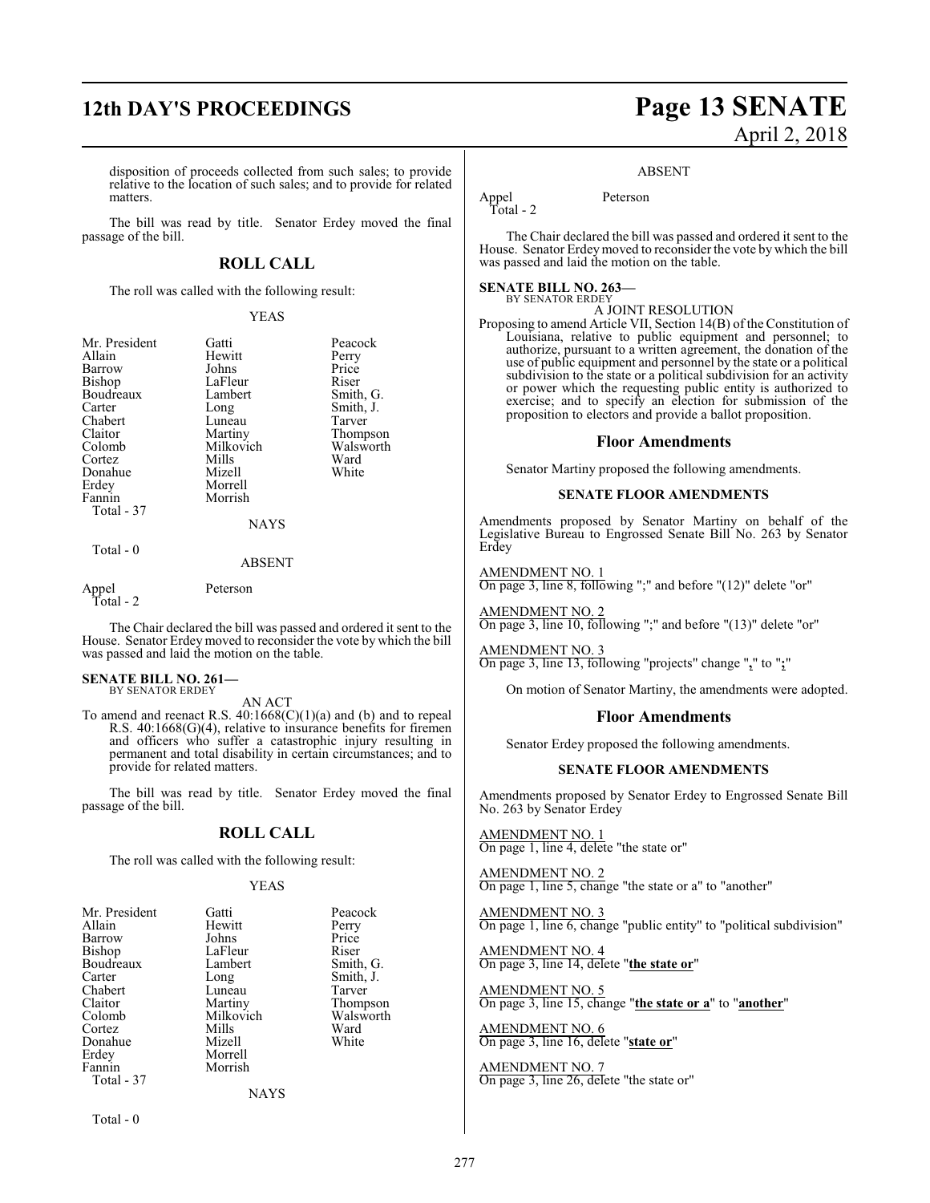disposition of proceeds collected from such sales; to provide relative to the location of such sales; and to provide for related matters.

The bill was read by title. Senator Erdey moved the final passage of the bill.

## ROLL CALL

The roll was called with the following result:

YEAS

| | | |
|---|---|---|
| Mr. President | Gatti | Peacock |
| Allain | Hewitt | Perry |
| Barrow | Johns | Price |
| Bishop | LaFleur | Riser |
| Boudreaux | Lambert | Smith, G. |
| Carter | Long | Smith, J. |
| Chabert | Luneau | Tarver |
| Claitor | Martiny | Thompson |
| Colomb | Milkovich | Walsworth |
| Cortez | Mills | Ward |
| Donahue | Mizell | White |
| Erdey | Morrell | |
| Fannin | Morrish | |
| Total - 37 | | |

NAYS

Total - 0

ABSENT

Appel Peterson
Total - 2

The Chair declared the bill was passed and ordered it sent to the House. Senator Erdey moved to reconsider the vote by which the bill was passed and laid the motion on the table.

**SENATE BILL NO. 261—**
BY SENATOR ERDEY

AN ACT

To amend and reenact R.S. 40:1668(C)(1)(a) and (b) and to repeal R.S. 40:1668(G)(4), relative to insurance benefits for firemen and officers who suffer a catastrophic injury resulting in permanent and total disability in certain circumstances; and to provide for related matters.

The bill was read by title. Senator Erdey moved the final passage of the bill.

## ROLL CALL

The roll was called with the following result:

YEAS

| | | |
|---|---|---|
| Mr. President | Gatti | Peacock |
| Allain | Hewitt | Perry |
| Barrow | Johns | Price |
| Bishop | LaFleur | Riser |
| Boudreaux | Lambert | Smith, G. |
| Carter | Long | Smith, J. |
| Chabert | Luneau | Tarver |
| Claitor | Martiny | Thompson |
| Colomb | Milkovich | Walsworth |
| Cortez | Mills | Ward |
| Donahue | Mizell | White |
| Erdey | Morrell | |
| Fannin | Morrish | |
| Total - 37 | | |

NAYS

Total - 0

ABSENT

Appel Peterson
Total - 2

The Chair declared the bill was passed and ordered it sent to the House. Senator Erdey moved to reconsider the vote by which the bill was passed and laid the motion on the table.

**SENATE BILL NO. 263—**
BY SENATOR ERDEY

A JOINT RESOLUTION

Proposing to amend Article VII, Section 14(B) of the Constitution of Louisiana, relative to public equipment and personnel; to authorize, pursuant to a written agreement, the donation of the use of public equipment and personnel by the state or a political subdivision to the state or a political subdivision for an activity or power which the requesting public entity is authorized to exercise; and to specify an election for submission of the proposition to electors and provide a ballot proposition.

## Floor Amendments

Senator Martiny proposed the following amendments.

### SENATE FLOOR AMENDMENTS

Amendments proposed by Senator Martiny on behalf of the Legislative Bureau to Engrossed Senate Bill No. 263 by Senator Erdey

AMENDMENT NO. 1
On page 3, line 8, following ";" and before "(12)" delete "or"

AMENDMENT NO. 2
On page 3, line 10, following ";" and before "(13)" delete "or"

AMENDMENT NO. 3
On page 3, line 13, following "projects" change "**,**" to "**;**"

On motion of Senator Martiny, the amendments were adopted.

## Floor Amendments

Senator Erdey proposed the following amendments.

### SENATE FLOOR AMENDMENTS

Amendments proposed by Senator Erdey to Engrossed Senate Bill No. 263 by Senator Erdey

AMENDMENT NO. 1
On page 1, line 4, delete "the state or"

AMENDMENT NO. 2
On page 1, line 5, change "the state or a" to "another"

AMENDMENT NO. 3
On page 1, line 6, change "public entity" to "political subdivision"

AMENDMENT NO. 4
On page 3, line 14, delete "**the state or**"

AMENDMENT NO. 5
On page 3, line 15, change "**the state or a**" to "**another**"

AMENDMENT NO. 6
On page 3, line 16, delete "**state or**"

AMENDMENT NO. 7
On page 3, line 26, delete "the state or"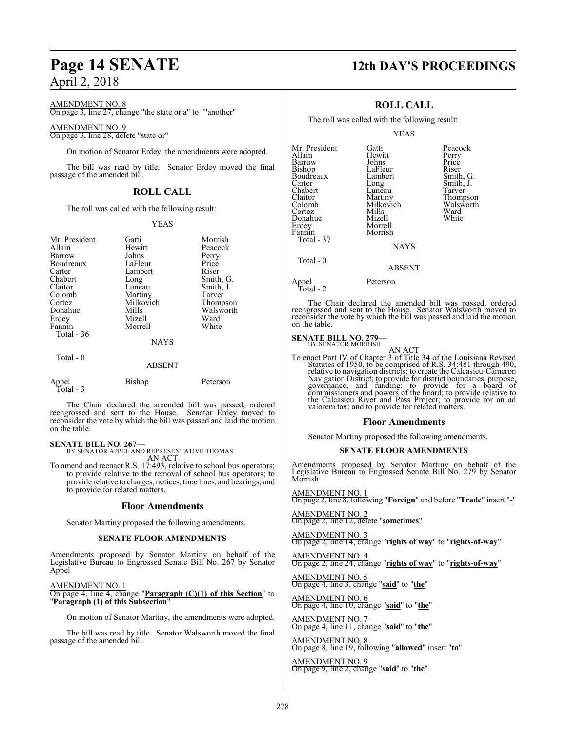AMENDMENT NO. 8
On page 3, line 27, change "the state or a" to ""another"

AMENDMENT NO. 9
On page 3, line 28, delete "state or"

On motion of Senator Erdey, the amendments were adopted.

The bill was read by title. Senator Erdey moved the final passage of the amended bill.

## ROLL CALL

The roll was called with the following result:

YEAS

| | | |
|---|---|---|
| Mr. President | Gatti | Morrish |
| Allain | Hewitt | Peacock |
| Barrow | Johns | Perry |
| Boudreaux | LaFleur | Price |
| Carter | Lambert | Riser |
| Chabert | Long | Smith, G. |
| Claitor | Luneau | Smith, J. |
| Colomb | Martiny | Tarver |
| Cortez | Milkovich | Thompson |
| Donahue | Mills | Walsworth |
| Erdey | Mizell | Ward |
| Fannin | Morrell | White |
| Total - 36 | | |

NAYS

Total - 0

ABSENT

| | | |
|---|---|---|
| Appel | Bishop | Peterson |
| Total - 3 | | |

The Chair declared the amended bill was passed, ordered reengrossed and sent to the House. Senator Erdey moved to reconsider the vote by which the bill was passed and laid the motion on the table.

**SENATE BILL NO. 267—**
BY SENATOR APPEL AND REPRESENTATIVE THOMAS
AN ACT

To amend and reenact R.S. 17:493, relative to school bus operators; to provide relative to the removal of school bus operators; to provide relative to charges, notices, time lines, and hearings; and to provide for related matters.

## Floor Amendments

Senator Martiny proposed the following amendments.

### SENATE FLOOR AMENDMENTS

Amendments proposed by Senator Martiny on behalf of the Legislative Bureau to Engrossed Senate Bill No. 267 by Senator Appel

AMENDMENT NO. 1
On page 4, line 4, change "**Paragraph (C)(1) of this Section**" to "**Paragraph (1) of this Subsection**"

On motion of Senator Martiny, the amendments were adopted.

The bill was read by title. Senator Walsworth moved the final passage of the amended bill.

## ROLL CALL

The roll was called with the following result:

YEAS

| | | |
|---|---|---|
| Mr. President | Gatti | Peacock |
| Allain | Hewitt | Perry |
| Barrow | Johns | Price |
| Bishop | LaFleur | Riser |
| Boudreaux | Lambert | Smith, G. |
| Carter | Long | Smith, J. |
| Chabert | Luneau | Tarver |
| Claitor | Martiny | Thompson |
| Colomb | Milkovich | Walsworth |
| Cortez | Mills | Ward |
| Donahue | Mizell | White |
| Erdey | Morrell | |
| Fannin | Morrish | |
| Total - 37 | | |

NAYS

Total - 0

ABSENT

| | |
|---|---|
| Appel | Peterson |
| Total - 2 | |

The Chair declared the amended bill was passed, ordered reengrossed and sent to the House. Senator Walsworth moved to reconsider the vote by which the bill was passed and laid the motion on the table.

**SENATE BILL NO. 279—**
BY SENATOR MORRISH
AN ACT

To enact Part IV of Chapter 3 of Title 34 of the Louisiana Revised Statutes of 1950, to be comprised of R.S. 34:481 through 490, relative to navigation districts; to create the Calcasieu-Cameron Navigation District; to provide for district boundaries, purpose, governance, and funding; to provide for a board of commissioners and powers of the board; to provide relative to the Calcasieu River and Pass Project; to provide for an ad valorem tax; and to provide for related matters.

## Floor Amendments

Senator Martiny proposed the following amendments.

### SENATE FLOOR AMENDMENTS

Amendments proposed by Senator Martiny on behalf of the Legislative Bureau to Engrossed Senate Bill No. 279 by Senator Morrish

AMENDMENT NO. 1
On page 2, line 8, following "**Foreign**" and before "**Trade**" insert "**-**"

AMENDMENT NO. 2
On page 2, line 12, delete "**sometimes**"

AMENDMENT NO. 3
On page 2, line 14, change "**rights of way**" to "**rights-of-way**"

AMENDMENT NO. 4
On page 2, line 24, change "**rights of way**" to "**rights-of-way**"

AMENDMENT NO. 5
On page 4, line 3, change "**said**" to "**the**"

AMENDMENT NO. 6
On page 4, line 10, change "**said**" to "**the**"

AMENDMENT NO. 7
On page 4, line 11, change "**said**" to "**the**"

AMENDMENT NO. 8
On page 8, line 19, following "**allowed**" insert "**to**"

AMENDMENT NO. 9
On page 9, line 2, change "**said**" to "**the**"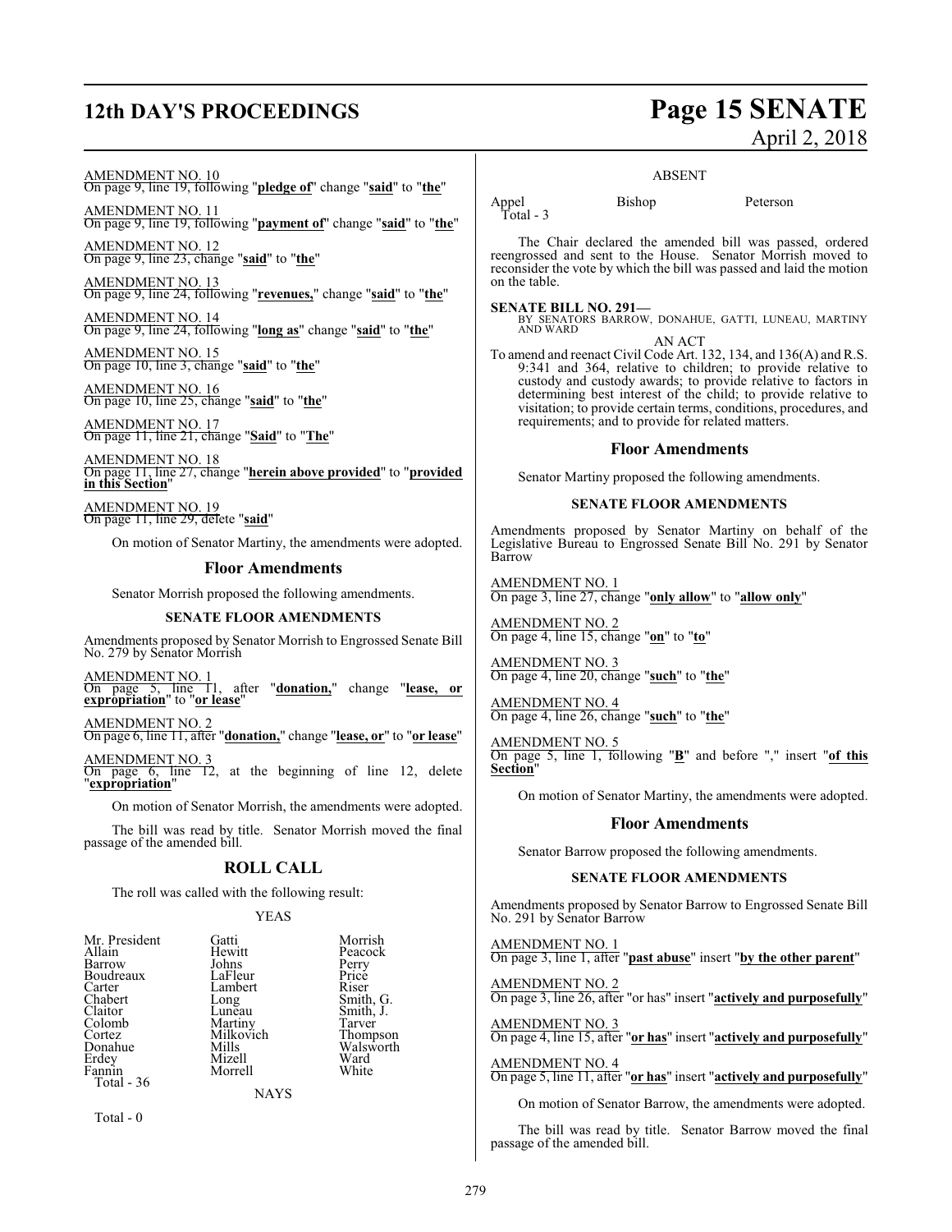AMENDMENT NO. 10
On page 9, line 19, following "**pledge of**" change "**said**" to "**the**"

AMENDMENT NO. 11
On page 9, line 19, following "**payment of**" change "**said**" to "**the**"

AMENDMENT NO. 12
On page 9, line 23, change "**said**" to "**the**"

AMENDMENT NO. 13
On page 9, line 24, following "**revenues,**" change "**said**" to "**the**"

AMENDMENT NO. 14
On page 9, line 24, following "**long as**" change "**said**" to "**the**"

AMENDMENT NO. 15
On page 10, line 3, change "**said**" to "**the**"

AMENDMENT NO. 16
On page 10, line 25, change "**said**" to "**the**"

AMENDMENT NO. 17
On page 11, line 21, change "**Said**" to "**The**"

AMENDMENT NO. 18
On page 11, line 27, change "**herein above provided**" to "**provided in this Section**"

AMENDMENT NO. 19
On page 11, line 29, delete "**said**"

On motion of Senator Martiny, the amendments were adopted.

## Floor Amendments

Senator Morrish proposed the following amendments.

### SENATE FLOOR AMENDMENTS

Amendments proposed by Senator Morrish to Engrossed Senate Bill No. 279 by Senator Morrish

AMENDMENT NO. 1
On page 5, line 11, after "**donation,**" change "**lease, or expropriation**" to "**or lease**"

AMENDMENT NO. 2
On page 6, line 11, after "**donation,**" change "**lease, or**" to "**or lease**"

AMENDMENT NO. 3
On page 6, line 12, at the beginning of line 12, delete "**expropriation**"

On motion of Senator Morrish, the amendments were adopted.

The bill was read by title. Senator Morrish moved the final passage of the amended bill.

## ROLL CALL

The roll was called with the following result:

YEAS

| | | |
|---|---|---|
| Mr. President | Gatti | Morrish |
| Allain | Hewitt | Peacock |
| Barrow | Johns | Perry |
| Boudreaux | LaFleur | Price |
| Carter | Lambert | Riser |
| Chabert | Long | Smith, G. |
| Claitor | Luneau | Smith, J. |
| Colomb | Martiny | Tarver |
| Cortez | Milkovich | Thompson |
| Donahue | Mills | Walsworth |
| Erdey | Mizell | Ward |
| Fannin | Morrell | White |

Total - 36

NAYS

Total - 0

ABSENT

| | | |
|---|---|---|
| Appel | Bishop | Peterson |

Total - 3

The Chair declared the amended bill was passed, ordered reengrossed and sent to the House. Senator Morrish moved to reconsider the vote by which the bill was passed and laid the motion on the table.

**SENATE BILL NO. 291—**
BY SENATORS BARROW, DONAHUE, GATTI, LUNEAU, MARTINY AND WARD

AN ACT

To amend and reenact Civil Code Art. 132, 134, and 136(A) and R.S. 9:341 and 364, relative to children; to provide relative to custody and custody awards; to provide relative to factors in determining best interest of the child; to provide relative to visitation; to provide certain terms, conditions, procedures, and requirements; and to provide for related matters.

## Floor Amendments

Senator Martiny proposed the following amendments.

### SENATE FLOOR AMENDMENTS

Amendments proposed by Senator Martiny on behalf of the Legislative Bureau to Engrossed Senate Bill No. 291 by Senator Barrow

AMENDMENT NO. 1
On page 3, line 27, change "**only allow**" to "**allow only**"

AMENDMENT NO. 2
On page 4, line 15, change "**on**" to "**to**"

AMENDMENT NO. 3
On page 4, line 20, change "**such**" to "**the**"

AMENDMENT NO. 4
On page 4, line 26, change "**such**" to "**the**"

AMENDMENT NO. 5
On page 5, line 1, following "**B**" and before "," insert "**of this Section**"

On motion of Senator Martiny, the amendments were adopted.

## Floor Amendments

Senator Barrow proposed the following amendments.

### SENATE FLOOR AMENDMENTS

Amendments proposed by Senator Barrow to Engrossed Senate Bill No. 291 by Senator Barrow

AMENDMENT NO. 1
On page 3, line 1, after "**past abuse**" insert "**by the other parent**"

AMENDMENT NO. 2
On page 3, line 26, after "or has" insert "**actively and purposefully**"

AMENDMENT NO. 3
On page 4, line 15, after "**or has**" insert "**actively and purposefully**"

AMENDMENT NO. 4
On page 5, line 11, after "**or has**" insert "**actively and purposefully**"

On motion of Senator Barrow, the amendments were adopted.

The bill was read by title. Senator Barrow moved the final passage of the amended bill.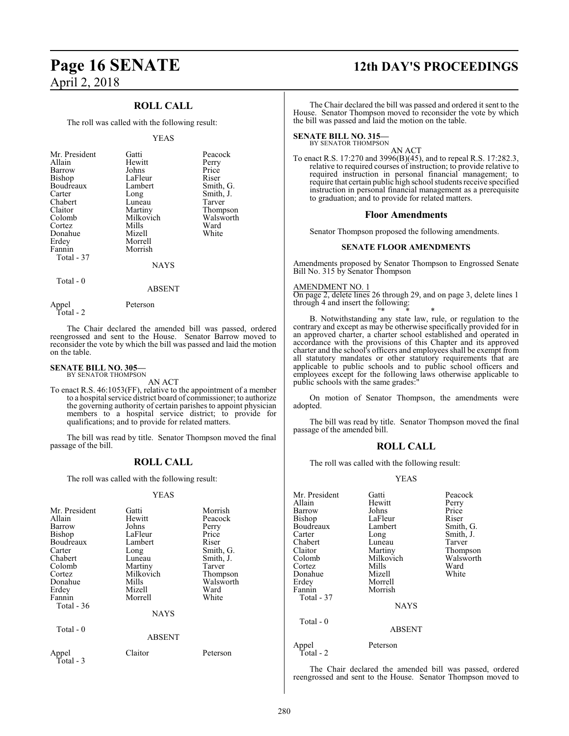## ROLL CALL

The roll was called with the following result:

YEAS

| | | |
|---|---|---|
| Mr. President | Gatti | Peacock |
| Allain | Hewitt | Perry |
| Barrow | Johns | Price |
| Bishop | LaFleur | Riser |
| Boudreaux | Lambert | Smith, G. |
| Carter | Long | Smith, J. |
| Chabert | Luneau | Tarver |
| Claitor | Martiny | Thompson |
| Colomb | Milkovich | Walsworth |
| Cortez | Mills | Ward |
| Donahue | Mizell | White |
| Erdey | Morrell | |
| Fannin | Morrish | |
| Total - 37 | | |

NAYS

Total - 0

ABSENT

| | |
|---|---|
| Appel | Peterson |
| Total - 2 | |

The Chair declared the amended bill was passed, ordered reengrossed and sent to the House. Senator Barrow moved to reconsider the vote by which the bill was passed and laid the motion on the table.

**SENATE BILL NO. 305—**
BY SENATOR THOMPSON

AN ACT

To enact R.S. 46:1053(FF), relative to the appointment of a member to a hospital service district board of commissioner; to authorize the governing authority of certain parishes to appoint physician members to a hospital service district; to provide for qualifications; and to provide for related matters.

The bill was read by title. Senator Thompson moved the final passage of the bill.

## ROLL CALL

The roll was called with the following result:

YEAS

| | | |
|---|---|---|
| Mr. President | Gatti | Morrish |
| Allain | Hewitt | Peacock |
| Barrow | Johns | Perry |
| Bishop | LaFleur | Price |
| Boudreaux | Lambert | Riser |
| Carter | Long | Smith, G. |
| Chabert | Luneau | Smith, J. |
| Colomb | Martiny | Tarver |
| Cortez | Milkovich | Thompson |
| Donahue | Mills | Walsworth |
| Erdey | Mizell | Ward |
| Fannin | Morrell | White |
| Total - 36 | | |

NAYS

Total - 0

ABSENT

| | | |
|---|---|---|
| Appel | Claitor | Peterson |
| Total - 3 | | |

The Chair declared the bill was passed and ordered it sent to the House. Senator Thompson moved to reconsider the vote by which the bill was passed and laid the motion on the table.

**SENATE BILL NO. 315—**
BY SENATOR THOMPSON

AN ACT

To enact R.S. 17:270 and 3996(B)(45), and to repeal R.S. 17:282.3, relative to required courses of instruction; to provide relative to required instruction in personal financial management; to require that certain public high school students receive specified instruction in personal financial management as a prerequisite to graduation; and to provide for related matters.

### Floor Amendments

Senator Thompson proposed the following amendments.

#### SENATE FLOOR AMENDMENTS

Amendments proposed by Senator Thompson to Engrossed Senate Bill No. 315 by Senator Thompson

AMENDMENT NO. 1

On page 2, delete lines 26 through 29, and on page 3, delete lines 1 through 4 and insert the following:

"* * *

B. Notwithstanding any state law, rule, or regulation to the contrary and except as may be otherwise specifically provided for in an approved charter, a charter school established and operated in accordance with the provisions of this Chapter and its approved charter and the school's officers and employees shall be exempt from all statutory mandates or other statutory requirements that are applicable to public schools and to public school officers and employees except for the following laws otherwise applicable to public schools with the same grades:"

On motion of Senator Thompson, the amendments were adopted.

The bill was read by title. Senator Thompson moved the final passage of the amended bill.

## ROLL CALL

The roll was called with the following result:

YEAS

| | | |
|---|---|---|
| Mr. President | Gatti | Peacock |
| Allain | Hewitt | Perry |
| Barrow | Johns | Price |
| Bishop | LaFleur | Riser |
| Boudreaux | Lambert | Smith, G. |
| Carter | Long | Smith, J. |
| Chabert | Luneau | Tarver |
| Claitor | Martiny | Thompson |
| Colomb | Milkovich | Walsworth |
| Cortez | Mills | Ward |
| Donahue | Mizell | White |
| Erdey | Morrell | |
| Fannin | Morrish | |
| Total - 37 | | |

NAYS

Total - 0

ABSENT

| | |
|---|---|
| Appel | Peterson |
| Total - 2 | |

The Chair declared the amended bill was passed, ordered reengrossed and sent to the House. Senator Thompson moved to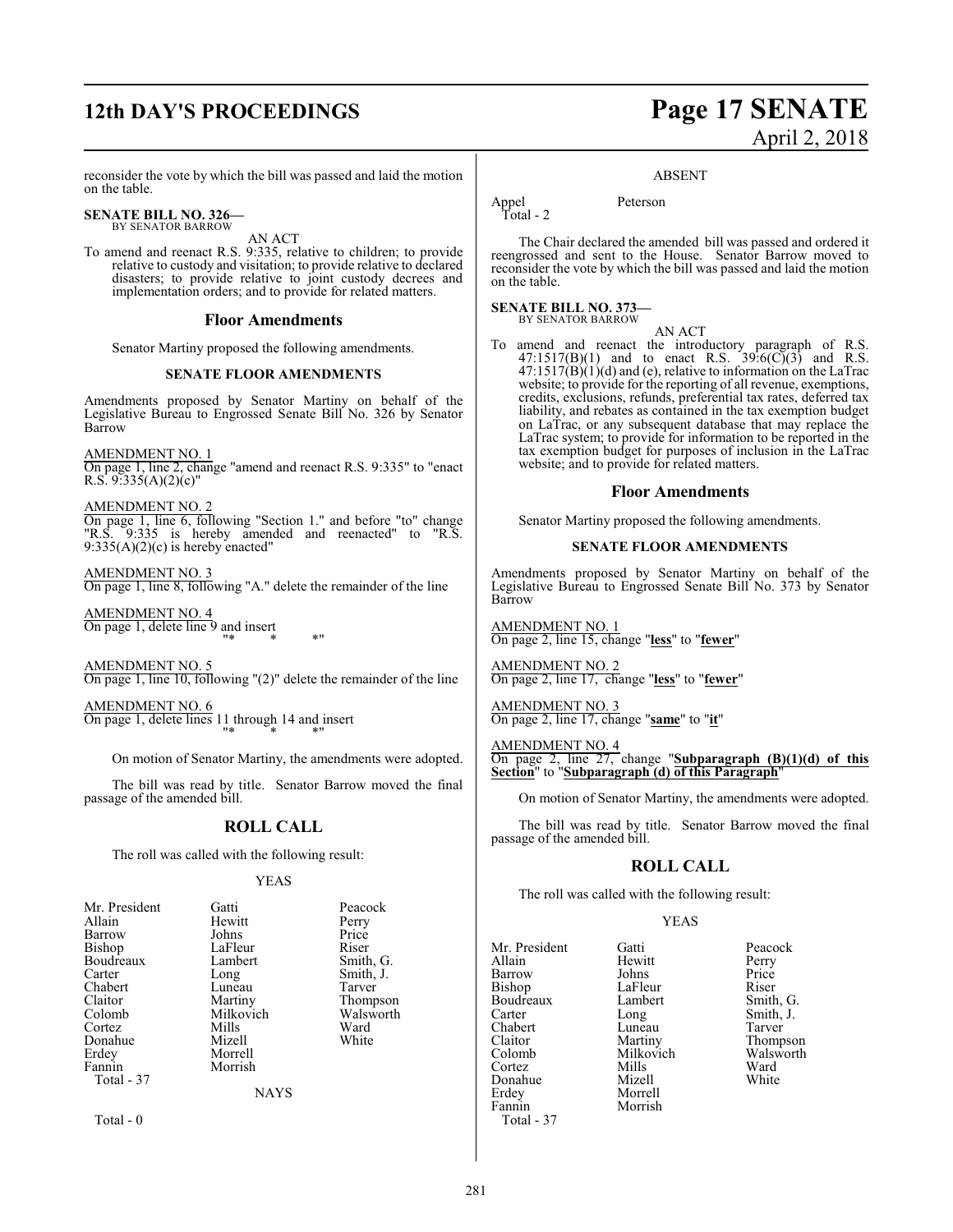reconsider the vote by which the bill was passed and laid the motion on the table.

**SENATE BILL NO. 326—**
BY SENATOR BARROW

AN ACT

To amend and reenact R.S. 9:335, relative to children; to provide relative to custody and visitation; to provide relative to declared disasters; to provide relative to joint custody decrees and implementation orders; and to provide for related matters.

## Floor Amendments

Senator Martiny proposed the following amendments.

### SENATE FLOOR AMENDMENTS

Amendments proposed by Senator Martiny on behalf of the Legislative Bureau to Engrossed Senate Bill No. 326 by Senator Barrow

AMENDMENT NO. 1
On page 1, line 2, change "amend and reenact R.S. 9:335" to "enact R.S. 9:335(A)(2)(c)"

AMENDMENT NO. 2
On page 1, line 6, following "Section 1." and before "to" change "R.S. 9:335 is hereby amended and reenacted" to "R.S. 9:335(A)(2)(c) is hereby enacted"

AMENDMENT NO. 3
On page 1, line 8, following "A." delete the remainder of the line

AMENDMENT NO. 4
On page 1, delete line 9 and insert
"* * *"

AMENDMENT NO. 5
On page 1, line 10, following "(2)" delete the remainder of the line

AMENDMENT NO. 6
On page 1, delete lines 11 through 14 and insert
"* * *"

On motion of Senator Martiny, the amendments were adopted.

The bill was read by title. Senator Barrow moved the final passage of the amended bill.

## ROLL CALL

The roll was called with the following result:

YEAS

| | | |
|---|---|---|
| Mr. President | Gatti | Peacock |
| Allain | Hewitt | Perry |
| Barrow | Johns | Price |
| Bishop | LaFleur | Riser |
| Boudreaux | Lambert | Smith, G. |
| Carter | Long | Smith, J. |
| Chabert | Luneau | Tarver |
| Claitor | Martiny | Thompson |
| Colomb | Milkovich | Walsworth |
| Cortez | Mills | Ward |
| Donahue | Mizell | White |
| Erdey | Morrell | |
| Fannin | Morrish | |
| Total - 37 | | |

NAYS

Total - 0

ABSENT

| | |
|---|---|
| Appel | Peterson |
| Total - 2 | |

The Chair declared the amended bill was passed and ordered it reengrossed and sent to the House. Senator Barrow moved to reconsider the vote by which the bill was passed and laid the motion on the table.

**SENATE BILL NO. 373—**
BY SENATOR BARROW

AN ACT

To amend and reenact the introductory paragraph of R.S. 47:1517(B)(1) and to enact R.S. 39:6(C)(3) and R.S. 47:1517(B)(1)(d) and (e), relative to information on the LaTrac website; to provide for the reporting of all revenue, exemptions, credits, exclusions, refunds, preferential tax rates, deferred tax liability, and rebates as contained in the tax exemption budget on LaTrac, or any subsequent database that may replace the LaTrac system; to provide for information to be reported in the tax exemption budget for purposes of inclusion in the LaTrac website; and to provide for related matters.

## Floor Amendments

Senator Martiny proposed the following amendments.

### SENATE FLOOR AMENDMENTS

Amendments proposed by Senator Martiny on behalf of the Legislative Bureau to Engrossed Senate Bill No. 373 by Senator Barrow

AMENDMENT NO. 1
On page 2, line 15, change "**less**" to "**fewer**"

AMENDMENT NO. 2
On page 2, line 17, change "**less**" to "**fewer**"

AMENDMENT NO. 3
On page 2, line 17, change "**same**" to "**it**"

AMENDMENT NO. 4
On page 2, line 27, change "**Subparagraph (B)(1)(d) of this Section**" to "**Subparagraph (d) of this Paragraph**"

On motion of Senator Martiny, the amendments were adopted.

The bill was read by title. Senator Barrow moved the final passage of the amended bill.

## ROLL CALL

The roll was called with the following result:

YEAS

| | | |
|---|---|---|
| Mr. President | Gatti | Peacock |
| Allain | Hewitt | Perry |
| Barrow | Johns | Price |
| Bishop | LaFleur | Riser |
| Boudreaux | Lambert | Smith, G. |
| Carter | Long | Smith, J. |
| Chabert | Luneau | Tarver |
| Claitor | Martiny | Thompson |
| Colomb | Milkovich | Walsworth |
| Cortez | Mills | Ward |
| Donahue | Mizell | White |
| Erdey | Morrell | |
| Fannin | Morrish | |
| Total - 37 | | |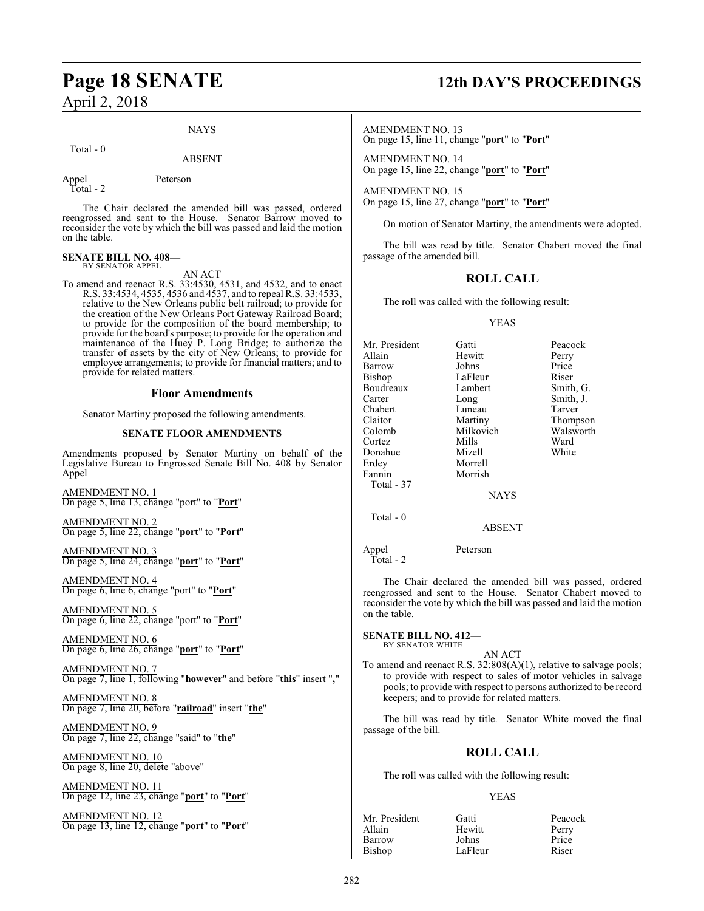NAYS

Total - 0

ABSENT

Appel Peterson
Total - 2

The Chair declared the amended bill was passed, ordered reengrossed and sent to the House. Senator Barrow moved to reconsider the vote by which the bill was passed and laid the motion on the table.

**SENATE BILL NO. 408—**
BY SENATOR APPEL

AN ACT

To amend and reenact R.S. 33:4530, 4531, and 4532, and to enact R.S. 33:4534, 4535, 4536 and 4537, and to repeal R.S. 33:4533, relative to the New Orleans public belt railroad; to provide for the creation of the New Orleans Port Gateway Railroad Board; to provide for the composition of the board membership; to provide for the board's purpose; to provide for the operation and maintenance of the Huey P. Long Bridge; to authorize the transfer of assets by the city of New Orleans; to provide for employee arrangements; to provide for financial matters; and to provide for related matters.

## Floor Amendments

Senator Martiny proposed the following amendments.

### SENATE FLOOR AMENDMENTS

Amendments proposed by Senator Martiny on behalf of the Legislative Bureau to Engrossed Senate Bill No. 408 by Senator Appel

AMENDMENT NO. 1
On page 5, line 13, change "port" to "**Port**"

AMENDMENT NO. 2
On page 5, line 22, change "**port**" to "**Port**"

AMENDMENT NO. 3
On page 5, line 24, change "**port**" to "**Port**"

AMENDMENT NO. 4
On page 6, line 6, change "port" to "**Port**"

AMENDMENT NO. 5
On page 6, line 22, change "port" to "**Port**"

AMENDMENT NO. 6
On page 6, line 26, change "**port**" to "**Port**"

AMENDMENT NO. 7
On page 7, line 1, following "**however**" and before "**this**" insert "**,**"

AMENDMENT NO. 8
On page 7, line 20, before "**railroad**" insert "**the**"

AMENDMENT NO. 9
On page 7, line 22, change "said" to "**the**"

AMENDMENT NO. 10
On page 8, line 20, delete "above"

AMENDMENT NO. 11
On page 12, line 23, change "**port**" to "**Port**"

AMENDMENT NO. 12
On page 13, line 12, change "**port**" to "**Port**"

AMENDMENT NO. 13
On page 15, line 11, change "**port**" to "**Port**"

AMENDMENT NO. 14
On page 15, line 22, change "**port**" to "**Port**"

AMENDMENT NO. 15
On page 15, line 27, change "**port**" to "**Port**"

On motion of Senator Martiny, the amendments were adopted.

The bill was read by title. Senator Chabert moved the final passage of the amended bill.

## ROLL CALL

The roll was called with the following result:

YEAS

| | | |
|---|---|---|
| Mr. President | Gatti | Peacock |
| Allain | Hewitt | Perry |
| Barrow | Johns | Price |
| Bishop | LaFleur | Riser |
| Boudreaux | Lambert | Smith, G. |
| Carter | Long | Smith, J. |
| Chabert | Luneau | Tarver |
| Claitor | Martiny | Thompson |
| Colomb | Milkovich | Walsworth |
| Cortez | Mills | Ward |
| Donahue | Mizell | White |
| Erdey | Morrell | |
| Fannin | Morrish | |

Total - 37

NAYS

Total - 0

ABSENT

Appel Peterson
Total - 2

The Chair declared the amended bill was passed, ordered reengrossed and sent to the House. Senator Chabert moved to reconsider the vote by which the bill was passed and laid the motion on the table.

**SENATE BILL NO. 412—**
BY SENATOR WHITE

AN ACT

To amend and reenact R.S. 32:808(A)(1), relative to salvage pools; to provide with respect to sales of motor vehicles in salvage pools; to provide with respect to persons authorized to be record keepers; and to provide for related matters.

The bill was read by title. Senator White moved the final passage of the bill.

## ROLL CALL

The roll was called with the following result:

YEAS

| | | |
|---|---|---|
| Mr. President | Gatti | Peacock |
| Allain | Hewitt | Perry |
| Barrow | Johns | Price |
| Bishop | LaFleur | Riser |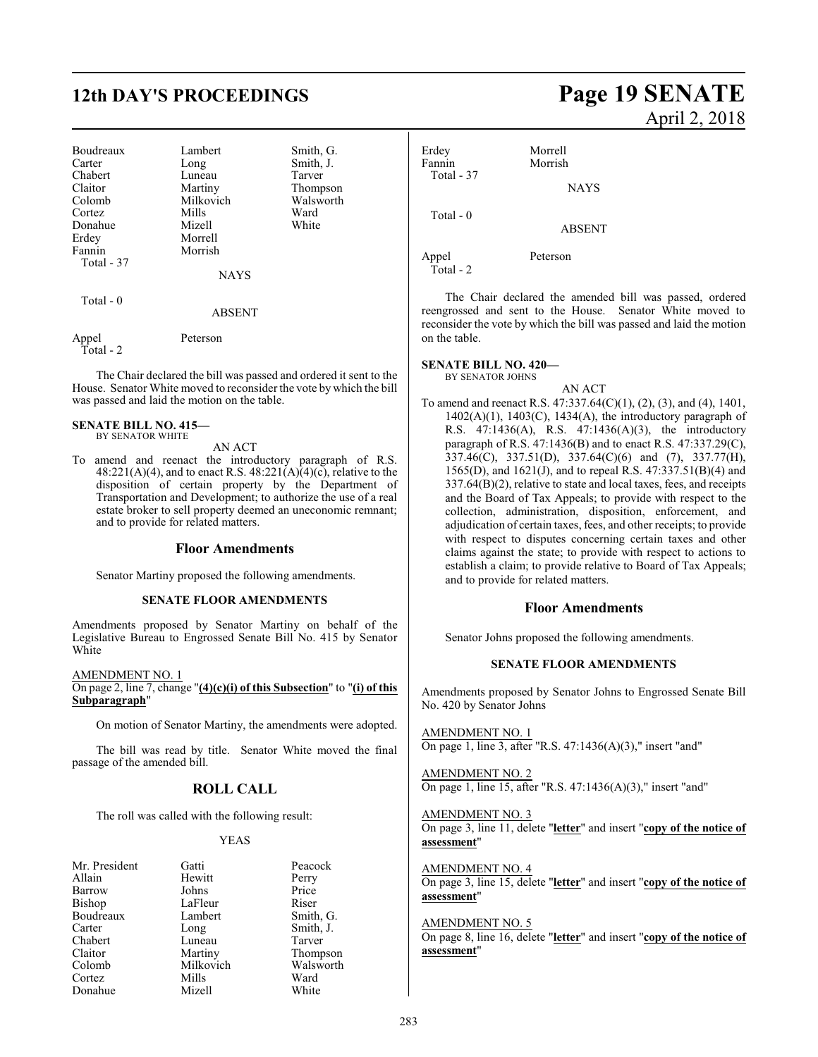| | | |
|---|---|---|
| Boudreaux | Lambert | Smith, G. |
| Carter | Long | Smith, J. |
| Chabert | Luneau | Tarver |
| Claitor | Martiny | Thompson |
| Colomb | Milkovich | Walsworth |
| Cortez | Mills | Ward |
| Donahue | Mizell | White |
| Erdey | Morrell | |
| Fannin | Morrish | |
| Total - 37 | | |

NAYS

Total - 0

ABSENT

| | |
|---|---|
| Appel | Peterson |
| Total - 2 | |

The Chair declared the bill was passed and ordered it sent to the House. Senator White moved to reconsider the vote by which the bill was passed and laid the motion on the table.

**SENATE BILL NO. 415—**
BY SENATOR WHITE

AN ACT

To amend and reenact the introductory paragraph of R.S. 48:221(A)(4), and to enact R.S. 48:221(A)(4)(c), relative to the disposition of certain property by the Department of Transportation and Development; to authorize the use of a real estate broker to sell property deemed an uneconomic remnant; and to provide for related matters.

## Floor Amendments

Senator Martiny proposed the following amendments.

### SENATE FLOOR AMENDMENTS

Amendments proposed by Senator Martiny on behalf of the Legislative Bureau to Engrossed Senate Bill No. 415 by Senator White

AMENDMENT NO. 1
On page 2, line 7, change "**(4)(c)(i) of this Subsection**" to "**(i) of this Subparagraph**"

On motion of Senator Martiny, the amendments were adopted.

The bill was read by title. Senator White moved the final passage of the amended bill.

## ROLL CALL

The roll was called with the following result:

YEAS

| | | |
|---|---|---|
| Mr. President | Gatti | Peacock |
| Allain | Hewitt | Perry |
| Barrow | Johns | Price |
| Bishop | LaFleur | Riser |
| Boudreaux | Lambert | Smith, G. |
| Carter | Long | Smith, J. |
| Chabert | Luneau | Tarver |
| Claitor | Martiny | Thompson |
| Colomb | Milkovich | Walsworth |
| Cortez | Mills | Ward |
| Donahue | Mizell | White |
| Erdey | Morrell | |
| Fannin | Morrish | |
| Total - 37 | | |

NAYS

Total - 0

ABSENT

| | |
|---|---|
| Appel | Peterson |
| Total - 2 | |

The Chair declared the amended bill was passed, ordered reengrossed and sent to the House. Senator White moved to reconsider the vote by which the bill was passed and laid the motion on the table.

**SENATE BILL NO. 420—**
BY SENATOR JOHNS

AN ACT

To amend and reenact R.S. 47:337.64(C)(1), (2), (3), and (4), 1401, 1402(A)(1), 1403(C), 1434(A), the introductory paragraph of R.S. 47:1436(A), R.S. 47:1436(A)(3), the introductory paragraph of R.S. 47:1436(B) and to enact R.S. 47:337.29(C), 337.46(C), 337.51(D), 337.64(C)(6) and (7), 337.77(H), 1565(D), and 1621(J), and to repeal R.S. 47:337.51(B)(4) and 337.64(B)(2), relative to state and local taxes, fees, and receipts and the Board of Tax Appeals; to provide with respect to the collection, administration, disposition, enforcement, and adjudication of certain taxes, fees, and other receipts; to provide with respect to disputes concerning certain taxes and other claims against the state; to provide with respect to actions to establish a claim; to provide relative to Board of Tax Appeals; and to provide for related matters.

## Floor Amendments

Senator Johns proposed the following amendments.

### SENATE FLOOR AMENDMENTS

Amendments proposed by Senator Johns to Engrossed Senate Bill No. 420 by Senator Johns

AMENDMENT NO. 1
On page 1, line 3, after "R.S. 47:1436(A)(3)," insert "and"

AMENDMENT NO. 2
On page 1, line 15, after "R.S. 47:1436(A)(3)," insert "and"

AMENDMENT NO. 3
On page 3, line 11, delete "**letter**" and insert "**copy of the notice of assessment**"

AMENDMENT NO. 4
On page 3, line 15, delete "**letter**" and insert "**copy of the notice of assessment**"

AMENDMENT NO. 5
On page 8, line 16, delete "**letter**" and insert "**copy of the notice of assessment**"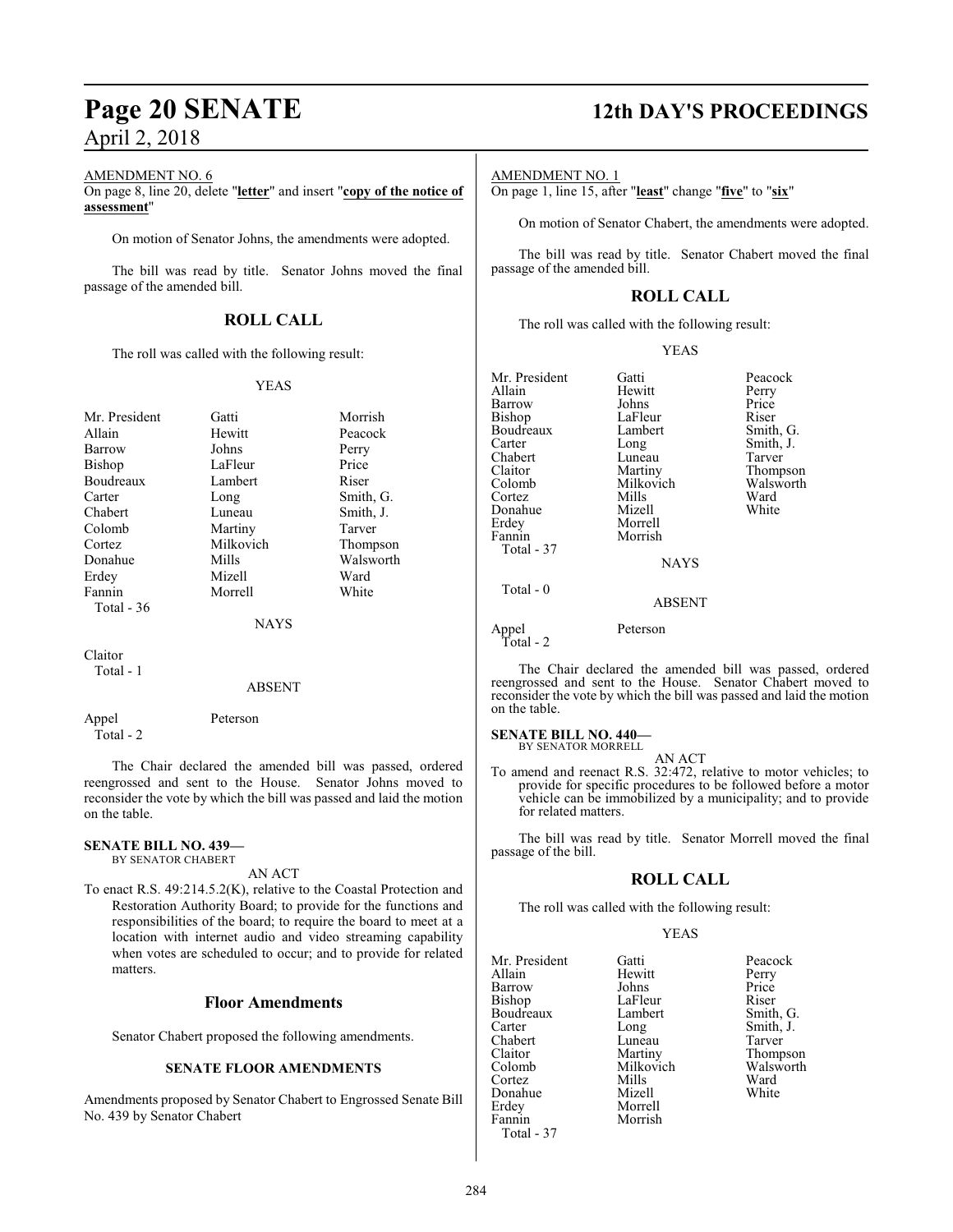AMENDMENT NO. 6

On page 8, line 20, delete "**letter**" and insert "**copy of the notice of assessment**"

On motion of Senator Johns, the amendments were adopted.

The bill was read by title. Senator Johns moved the final passage of the amended bill.

## ROLL CALL

The roll was called with the following result:

YEAS

| | | |
|---|---|---|
| Mr. President | Gatti | Morrish |
| Allain | Hewitt | Peacock |
| Barrow | Johns | Perry |
| Bishop | LaFleur | Price |
| Boudreaux | Lambert | Riser |
| Carter | Long | Smith, G. |
| Chabert | Luneau | Smith, J. |
| Colomb | Martiny | Tarver |
| Cortez | Milkovich | Thompson |
| Donahue | Mills | Walsworth |
| Erdey | Mizell | Ward |
| Fannin | Morrell | White |
| Total - 36 | | |

NAYS

Claitor
Total - 1

ABSENT

Appel Peterson
Total - 2

The Chair declared the amended bill was passed, ordered reengrossed and sent to the House. Senator Johns moved to reconsider the vote by which the bill was passed and laid the motion on the table.

**SENATE BILL NO. 439—**
BY SENATOR CHABERT

AN ACT

To enact R.S. 49:214.5.2(K), relative to the Coastal Protection and Restoration Authority Board; to provide for the functions and responsibilities of the board; to require the board to meet at a location with internet audio and video streaming capability when votes are scheduled to occur; and to provide for related matters.

## Floor Amendments

Senator Chabert proposed the following amendments.

### SENATE FLOOR AMENDMENTS

Amendments proposed by Senator Chabert to Engrossed Senate Bill No. 439 by Senator Chabert

AMENDMENT NO. 1

On page 1, line 15, after "**least**" change "**five**" to "**six**"

On motion of Senator Chabert, the amendments were adopted.

The bill was read by title. Senator Chabert moved the final passage of the amended bill.

## ROLL CALL

The roll was called with the following result:

YEAS

| | | |
|---|---|---|
| Mr. President | Gatti | Peacock |
| Allain | Hewitt | Perry |
| Barrow | Johns | Price |
| Bishop | LaFleur | Riser |
| Boudreaux | Lambert | Smith, G. |
| Carter | Long | Smith, J. |
| Chabert | Luneau | Tarver |
| Claitor | Martiny | Thompson |
| Colomb | Milkovich | Walsworth |
| Cortez | Mills | Ward |
| Donahue | Mizell | White |
| Erdey | Morrell | |
| Fannin | Morrish | |
| Total - 37 | | |

NAYS

Total - 0

ABSENT

Appel Peterson
Total - 2

The Chair declared the amended bill was passed, ordered reengrossed and sent to the House. Senator Chabert moved to reconsider the vote by which the bill was passed and laid the motion on the table.

**SENATE BILL NO. 440—**
BY SENATOR MORRELL

AN ACT

To amend and reenact R.S. 32:472, relative to motor vehicles; to provide for specific procedures to be followed before a motor vehicle can be immobilized by a municipality; and to provide for related matters.

The bill was read by title. Senator Morrell moved the final passage of the bill.

## ROLL CALL

The roll was called with the following result:

YEAS

| | | |
|---|---|---|
| Mr. President | Gatti | Peacock |
| Allain | Hewitt | Perry |
| Barrow | Johns | Price |
| Bishop | LaFleur | Riser |
| Boudreaux | Lambert | Smith, G. |
| Carter | Long | Smith, J. |
| Chabert | Luneau | Tarver |
| Claitor | Martiny | Thompson |
| Colomb | Milkovich | Walsworth |
| Cortez | Mills | Ward |
| Donahue | Mizell | White |
| Erdey | Morrell | |
| Fannin | Morrish | |
| Total - 37 | | |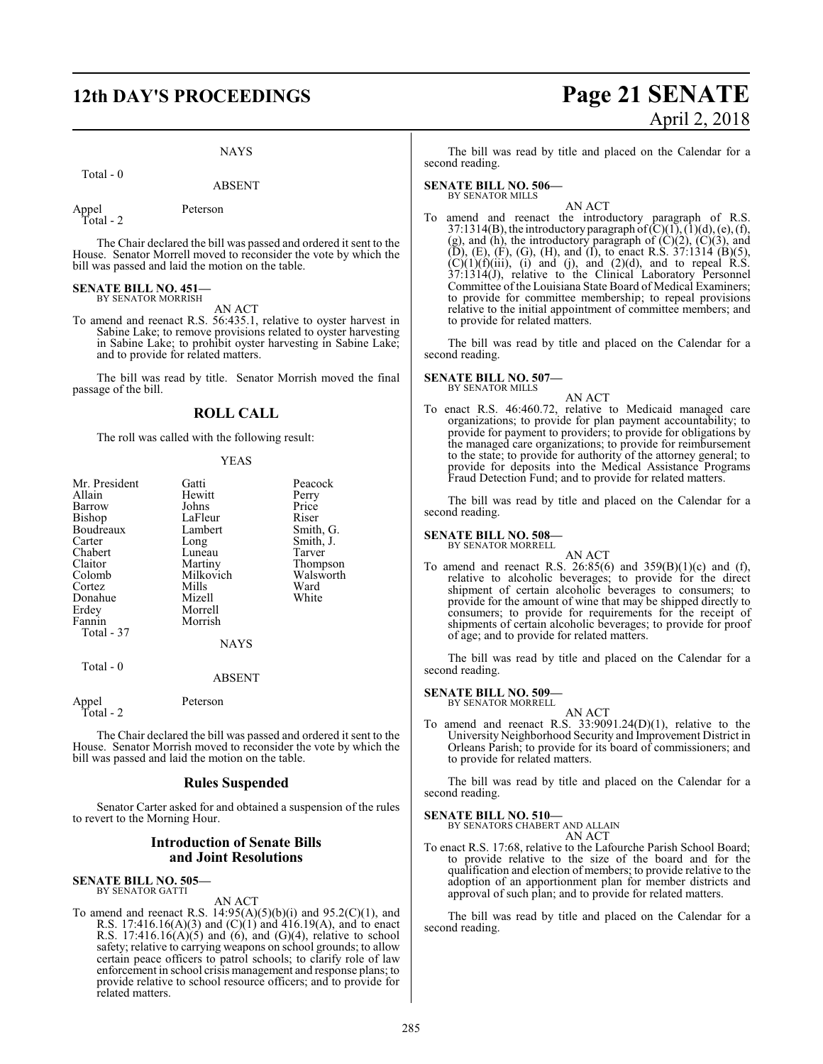NAYS

Total - 0

ABSENT

Appel Peterson
Total - 2

The Chair declared the bill was passed and ordered it sent to the House. Senator Morrell moved to reconsider the vote by which the bill was passed and laid the motion on the table.

**SENATE BILL NO. 451—**
BY SENATOR MORRISH

AN ACT

To amend and reenact R.S. 56:435.1, relative to oyster harvest in Sabine Lake; to remove provisions related to oyster harvesting in Sabine Lake; to prohibit oyster harvesting in Sabine Lake; and to provide for related matters.

The bill was read by title. Senator Morrish moved the final passage of the bill.

## ROLL CALL

The roll was called with the following result:

YEAS

| | | |
|---|---|---|
| Mr. President | Gatti | Peacock |
| Allain | Hewitt | Perry |
| Barrow | Johns | Price |
| Bishop | LaFleur | Riser |
| Boudreaux | Lambert | Smith, G. |
| Carter | Long | Smith, J. |
| Chabert | Luneau | Tarver |
| Claitor | Martiny | Thompson |
| Colomb | Milkovich | Walsworth |
| Cortez | Mills | Ward |
| Donahue | Mizell | White |
| Erdey | Morrell | |
| Fannin | Morrish | |

Total - 37

NAYS

Total - 0

ABSENT

Appel Peterson
Total - 2

The Chair declared the bill was passed and ordered it sent to the House. Senator Morrish moved to reconsider the vote by which the bill was passed and laid the motion on the table.

## Rules Suspended

Senator Carter asked for and obtained a suspension of the rules to revert to the Morning Hour.

## Introduction of Senate Bills and Joint Resolutions

**SENATE BILL NO. 505—**
BY SENATOR GATTI

AN ACT

To amend and reenact R.S. 14:95(A)(5)(b)(i) and 95.2(C)(1), and R.S. 17:416.16(A)(3) and (C)(1) and 416.19(A), and to enact R.S. 17:416.16(A)(5) and (6), and (G)(4), relative to school safety; relative to carrying weapons on school grounds; to allow certain peace officers to patrol schools; to clarify role of law enforcement in school crisis management and response plans; to provide relative to school resource officers; and to provide for related matters.

The bill was read by title and placed on the Calendar for a second reading.

**SENATE BILL NO. 506—**
BY SENATOR MILLS

AN ACT

To amend and reenact the introductory paragraph of R.S. 37:1314(B), the introductory paragraph of (C)(1), (1)(d), (e), (f), (g), and (h), the introductory paragraph of (C)(2), (C)(3), and (D), (E), (F), (G), (H), and (I), to enact R.S. 37:1314 (B)(5), (C)(1)(f)(iii), (i) and (j), and (2)(d), and to repeal R.S. 37:1314(J), relative to the Clinical Laboratory Personnel Committee of the Louisiana State Board of Medical Examiners; to provide for committee membership; to repeal provisions relative to the initial appointment of committee members; and to provide for related matters.

The bill was read by title and placed on the Calendar for a second reading.

**SENATE BILL NO. 507—**
BY SENATOR MILLS

AN ACT

To enact R.S. 46:460.72, relative to Medicaid managed care organizations; to provide for plan payment accountability; to provide for payment to providers; to provide for obligations by the managed care organizations; to provide for reimbursement to the state; to provide for authority of the attorney general; to provide for deposits into the Medical Assistance Programs Fraud Detection Fund; and to provide for related matters.

The bill was read by title and placed on the Calendar for a second reading.

**SENATE BILL NO. 508—**
BY SENATOR MORRELL

AN ACT

To amend and reenact R.S. 26:85(6) and 359(B)(1)(c) and (f), relative to alcoholic beverages; to provide for the direct shipment of certain alcoholic beverages to consumers; to provide for the amount of wine that may be shipped directly to consumers; to provide for requirements for the receipt of shipments of certain alcoholic beverages; to provide for proof of age; and to provide for related matters.

The bill was read by title and placed on the Calendar for a second reading.

**SENATE BILL NO. 509—**
BY SENATOR MORRELL

AN ACT

To amend and reenact R.S. 33:9091.24(D)(1), relative to the University Neighborhood Security and Improvement District in Orleans Parish; to provide for its board of commissioners; and to provide for related matters.

The bill was read by title and placed on the Calendar for a second reading.

**SENATE BILL NO. 510—**
BY SENATORS CHABERT AND ALLAIN

AN ACT

To enact R.S. 17:68, relative to the Lafourche Parish School Board; to provide relative to the size of the board and for the qualification and election of members; to provide relative to the adoption of an apportionment plan for member districts and approval of such plan; and to provide for related matters.

The bill was read by title and placed on the Calendar for a second reading.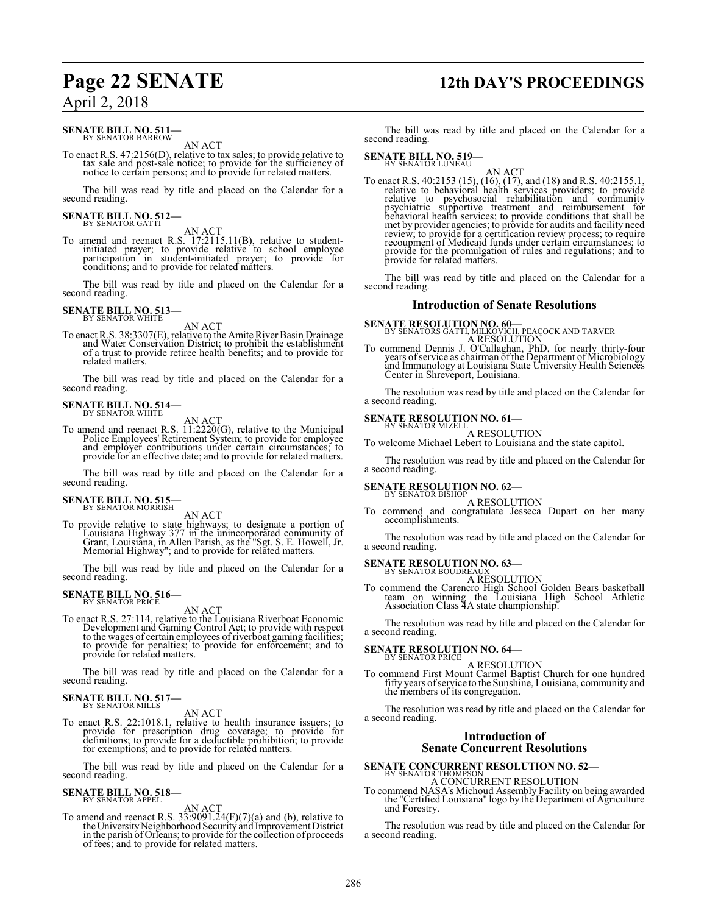**SENATE BILL NO. 511—**
BY SENATOR BARROW

AN ACT

To enact R.S. 47:2156(D), relative to tax sales; to provide relative to tax sale and post-sale notice; to provide for the sufficiency of notice to certain persons; and to provide for related matters.

The bill was read by title and placed on the Calendar for a second reading.

**SENATE BILL NO. 512—**
BY SENATOR GATTI

AN ACT

To amend and reenact R.S. 17:2115.11(B), relative to student-initiated prayer; to provide relative to school employee participation in student-initiated prayer; to provide for conditions; and to provide for related matters.

The bill was read by title and placed on the Calendar for a second reading.

**SENATE BILL NO. 513—**
BY SENATOR WHITE

AN ACT

To enact R.S. 38:3307(E), relative to the Amite River Basin Drainage and Water Conservation District; to prohibit the establishment of a trust to provide retiree health benefits; and to provide for related matters.

The bill was read by title and placed on the Calendar for a second reading.

**SENATE BILL NO. 514—**
BY SENATOR WHITE

AN ACT

To amend and reenact R.S. 11:2220(G), relative to the Municipal Police Employees' Retirement System; to provide for employee and employer contributions under certain circumstances; to provide for an effective date; and to provide for related matters.

The bill was read by title and placed on the Calendar for a second reading.

**SENATE BILL NO. 515—**
BY SENATOR MORRISH

AN ACT

To provide relative to state highways; to designate a portion of Louisiana Highway 377 in the unincorporated community of Grant, Louisiana, in Allen Parish, as the "Sgt. S. E. Howell, Jr. Memorial Highway"; and to provide for related matters.

The bill was read by title and placed on the Calendar for a second reading.

**SENATE BILL NO. 516—**
BY SENATOR PRICE

AN ACT

To enact R.S. 27:114, relative to the Louisiana Riverboat Economic Development and Gaming Control Act; to provide with respect to the wages of certain employees of riverboat gaming facilities; to provide for penalties; to provide for enforcement; and to provide for related matters.

The bill was read by title and placed on the Calendar for a second reading.

**SENATE BILL NO. 517—**
BY SENATOR MILLS

AN ACT

To enact R.S. 22:1018.1, relative to health insurance issuers; to provide for prescription drug coverage; to provide for definitions; to provide for a deductible prohibition; to provide for exemptions; and to provide for related matters.

The bill was read by title and placed on the Calendar for a second reading.

**SENATE BILL NO. 518—**
BY SENATOR APPEL

AN ACT

To amend and reenact R.S. 33:9091.24(F)(7)(a) and (b), relative to the University Neighborhood Security and Improvement District in the parish of Orleans; to provide for the collection of proceeds of fees; and to provide for related matters.

The bill was read by title and placed on the Calendar for a second reading.

**SENATE BILL NO. 519—**
BY SENATOR LUNEAU

AN ACT

To enact R.S. 40:2153 (15), (16), (17), and (18) and R.S. 40:2155.1, relative to behavioral health services providers; to provide relative to psychosocial rehabilitation and community psychiatric supportive treatment and reimbursement for behavioral health services; to provide conditions that shall be met by provider agencies; to provide for audits and facility need review; to provide for a certification review process; to require recoupment of Medicaid funds under certain circumstances; to provide for the promulgation of rules and regulations; and to provide for related matters.

The bill was read by title and placed on the Calendar for a second reading.

## Introduction of Senate Resolutions

**SENATE RESOLUTION NO. 60—**
BY SENATORS GATTI, MILKOVICH, PEACOCK AND TARVER

A RESOLUTION

To commend Dennis J. O'Callaghan, PhD, for nearly thirty-four years of service as chairman of the Department of Microbiology and Immunology at Louisiana State University Health Sciences Center in Shreveport, Louisiana.

The resolution was read by title and placed on the Calendar for a second reading.

**SENATE RESOLUTION NO. 61—**
BY SENATOR MIZELL

A RESOLUTION

To welcome Michael Lebert to Louisiana and the state capitol.

The resolution was read by title and placed on the Calendar for a second reading.

**SENATE RESOLUTION NO. 62—**
BY SENATOR BISHOP

A RESOLUTION

To commend and congratulate Jesseca Dupart on her many accomplishments.

The resolution was read by title and placed on the Calendar for a second reading.

**SENATE RESOLUTION NO. 63—**
BY SENATOR BOUDREAUX

A RESOLUTION

To commend the Carencro High School Golden Bears basketball team on winning the Louisiana High School Athletic Association Class 4A state championship.

The resolution was read by title and placed on the Calendar for a second reading.

**SENATE RESOLUTION NO. 64—**
BY SENATOR PRICE

A RESOLUTION

To commend First Mount Carmel Baptist Church for one hundred fifty years of service to the Sunshine, Louisiana, community and the members of its congregation.

The resolution was read by title and placed on the Calendar for a second reading.

## Introduction of Senate Concurrent Resolutions

**SENATE CONCURRENT RESOLUTION NO. 52—**
BY SENATOR THOMPSON

A CONCURRENT RESOLUTION

To commend NASA's Michoud Assembly Facility on being awarded the "Certified Louisiana" logo by the Department of Agriculture and Forestry.

The resolution was read by title and placed on the Calendar for a second reading.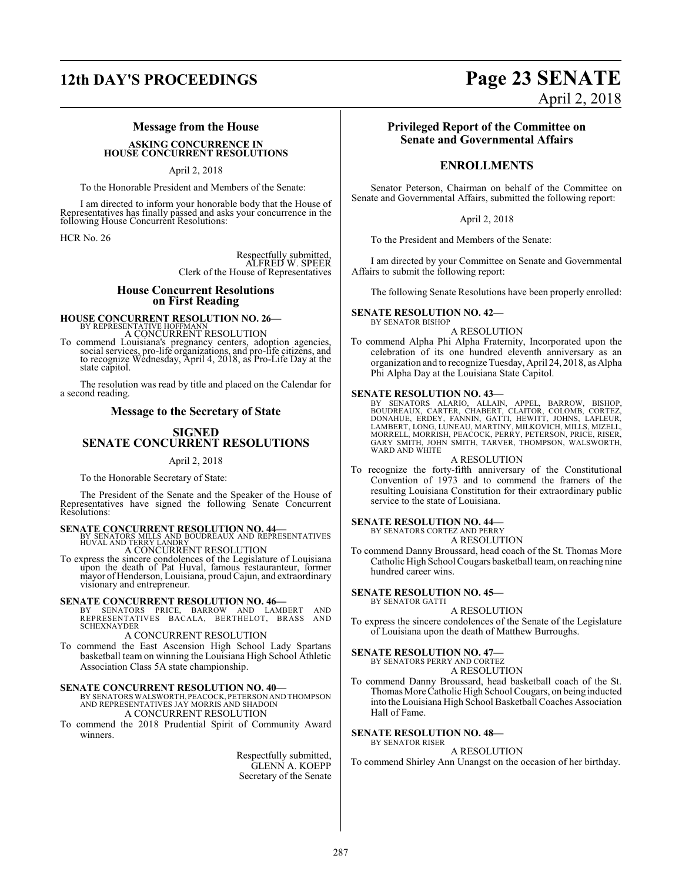## Message from the House

**ASKING CONCURRENCE IN HOUSE CONCURRENT RESOLUTIONS**

April 2, 2018

To the Honorable President and Members of the Senate:

I am directed to inform your honorable body that the House of Representatives has finally passed and asks your concurrence in the following House Concurrent Resolutions:

HCR No. 26

Respectfully submitted,
ALFRED W. SPEER
Clerk of the House of Representatives

## House Concurrent Resolutions on First Reading

**HOUSE CONCURRENT RESOLUTION NO. 26—**
BY REPRESENTATIVE HOFFMANN
A CONCURRENT RESOLUTION

To commend Louisiana's pregnancy centers, adoption agencies, social services, pro-life organizations, and pro-life citizens, and to recognize Wednesday, April 4, 2018, as Pro-Life Day at the state capitol.

The resolution was read by title and placed on the Calendar for a second reading.

## Message to the Secretary of State

**SIGNED SENATE CONCURRENT RESOLUTIONS**

April 2, 2018

To the Honorable Secretary of State:

The President of the Senate and the Speaker of the House of Representatives have signed the following Senate Concurrent Resolutions:

**SENATE CONCURRENT RESOLUTION NO. 44—**
BY SENATORS MILLS AND BOUDREAUX AND REPRESENTATIVES HUVAL AND TERRY LANDRY
A CONCURRENT RESOLUTION

To express the sincere condolences of the Legislature of Louisiana upon the death of Pat Huval, famous restauranteur, former mayor of Henderson, Louisiana, proud Cajun, and extraordinary visionary and entrepreneur.

**SENATE CONCURRENT RESOLUTION NO. 46—**
BY SENATORS PRICE, BARROW AND LAMBERT AND REPRESENTATIVES BACALA, BERTHELOT, BRASS AND SCHEXNAYDER
A CONCURRENT RESOLUTION

To commend the East Ascension High School Lady Spartans basketball team on winning the Louisiana High School Athletic Association Class 5A state championship.

**SENATE CONCURRENT RESOLUTION NO. 40—**
BY SENATORS WALSWORTH, PEACOCK, PETERSON AND THOMPSON AND REPRESENTATIVES JAY MORRIS AND SHADOIN
A CONCURRENT RESOLUTION

To commend the 2018 Prudential Spirit of Community Award winners.

Respectfully submitted,
GLENN A. KOEPP
Secretary of the Senate

## Privileged Report of the Committee on Senate and Governmental Affairs

## ENROLLMENTS

Senator Peterson, Chairman on behalf of the Committee on Senate and Governmental Affairs, submitted the following report:

April 2, 2018

To the President and Members of the Senate:

I am directed by your Committee on Senate and Governmental Affairs to submit the following report:

The following Senate Resolutions have been properly enrolled:

**SENATE RESOLUTION NO. 42—**
BY SENATOR BISHOP
A RESOLUTION

To commend Alpha Phi Alpha Fraternity, Incorporated upon the celebration of its one hundred eleventh anniversary as an organization and to recognize Tuesday, April 24, 2018, as Alpha Phi Alpha Day at the Louisiana State Capitol.

**SENATE RESOLUTION NO. 43—**
BY SENATORS ALARIO, ALLAIN, APPEL, BARROW, BISHOP, BOUDREAUX, CARTER, CHABERT, CLAITOR, COLOMB, CORTEZ, DONAHUE, ERDEY, FANNIN, GATTI, HEWITT, JOHNS, LAFLEUR, LAMBERT, LONG, LUNEAU, MARTINY, MILKOVICH, MILLS, MIZELL, MORRELL, MORRISH, PEACOCK, PERRY, PETERSON, PRICE, RISER, GARY SMITH, JOHN SMITH, TARVER, THOMPSON, WALSWORTH, WARD AND WHITE
A RESOLUTION

To recognize the forty-fifth anniversary of the Constitutional Convention of 1973 and to commend the framers of the resulting Louisiana Constitution for their extraordinary public service to the state of Louisiana.

**SENATE RESOLUTION NO. 44—**
BY SENATORS CORTEZ AND PERRY
A RESOLUTION

To commend Danny Broussard, head coach of the St. Thomas More Catholic High School Cougars basketball team, on reaching nine hundred career wins.

**SENATE RESOLUTION NO. 45—**
BY SENATOR GATTI
A RESOLUTION

To express the sincere condolences of the Senate of the Legislature of Louisiana upon the death of Matthew Burroughs.

**SENATE RESOLUTION NO. 47—**
BY SENATORS PERRY AND CORTEZ
A RESOLUTION

To commend Danny Broussard, head basketball coach of the St. Thomas More Catholic High School Cougars, on being inducted into the Louisiana High School Basketball Coaches Association Hall of Fame.

**SENATE RESOLUTION NO. 48—**
BY SENATOR RISER
A RESOLUTION

To commend Shirley Ann Unangst on the occasion of her birthday.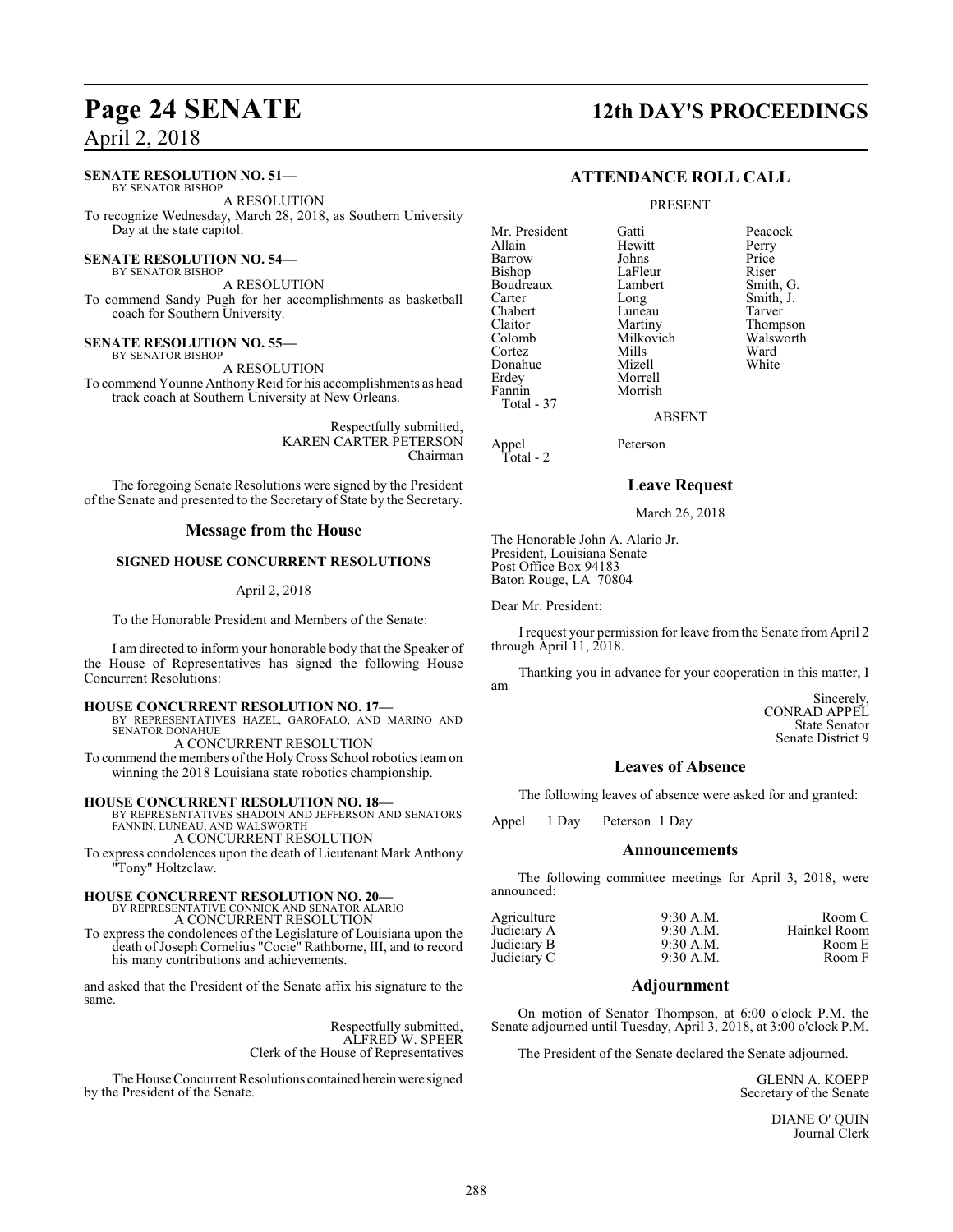**SENATE RESOLUTION NO. 51—**
BY SENATOR BISHOP
A RESOLUTION
To recognize Wednesday, March 28, 2018, as Southern University Day at the state capitol.

**SENATE RESOLUTION NO. 54—**
BY SENATOR BISHOP
A RESOLUTION
To commend Sandy Pugh for her accomplishments as basketball coach for Southern University.

**SENATE RESOLUTION NO. 55—**
BY SENATOR BISHOP
A RESOLUTION
To commend Younne Anthony Reid for his accomplishments as head track coach at Southern University at New Orleans.

Respectfully submitted,
KAREN CARTER PETERSON
Chairman

The foregoing Senate Resolutions were signed by the President of the Senate and presented to the Secretary of State by the Secretary.

## Message from the House

### SIGNED HOUSE CONCURRENT RESOLUTIONS

April 2, 2018

To the Honorable President and Members of the Senate:

I am directed to inform your honorable body that the Speaker of the House of Representatives has signed the following House Concurrent Resolutions:

**HOUSE CONCURRENT RESOLUTION NO. 17—**
BY REPRESENTATIVES HAZEL, GAROFALO, AND MARINO AND SENATOR DONAHUE
A CONCURRENT RESOLUTION
To commend the members of the Holy Cross School robotics team on winning the 2018 Louisiana state robotics championship.

**HOUSE CONCURRENT RESOLUTION NO. 18—**
BY REPRESENTATIVES SHADOIN AND JEFFERSON AND SENATORS FANNIN, LUNEAU, AND WALSWORTH
A CONCURRENT RESOLUTION
To express condolences upon the death of Lieutenant Mark Anthony "Tony" Holtzclaw.

**HOUSE CONCURRENT RESOLUTION NO. 20—**
BY REPRESENTATIVE CONNICK AND SENATOR ALARIO
A CONCURRENT RESOLUTION
To express the condolences of the Legislature of Louisiana upon the death of Joseph Cornelius "Cocie" Rathborne, III, and to record his many contributions and achievements.

and asked that the President of the Senate affix his signature to the same.

Respectfully submitted,
ALFRED W. SPEER
Clerk of the House of Representatives

The House Concurrent Resolutions contained herein were signed by the President of the Senate.

## ATTENDANCE ROLL CALL

PRESENT

| | | |
|---|---|---|
| Mr. President | Gatti | Peacock |
| Allain | Hewitt | Perry |
| Barrow | Johns | Price |
| Bishop | LaFleur | Riser |
| Boudreaux | Lambert | Smith, G. |
| Carter | Long | Smith, J. |
| Chabert | Luneau | Tarver |
| Claitor | Martiny | Thompson |
| Colomb | Milkovich | Walsworth |
| Cortez | Mills | Ward |
| Donahue | Mizell | White |
| Erdey | Morrell | |
| Fannin | Morrish | |

Total - 37

ABSENT

| | |
|---|---|
| Appel | Peterson |

Total - 2

## Leave Request

March 26, 2018

The Honorable John A. Alario Jr.
President, Louisiana Senate
Post Office Box 94183
Baton Rouge, LA 70804

Dear Mr. President:

I request your permission for leave from the Senate from April 2 through April 11, 2018.

Thanking you in advance for your cooperation in this matter, I am

Sincerely,
CONRAD APPEL
State Senator
Senate District 9

## Leaves of Absence

The following leaves of absence were asked for and granted:

Appel 1 Day Peterson 1 Day

## Announcements

The following committee meetings for April 3, 2018, were announced:

| | | |
|---|---|---|
| Agriculture | 9:30 A.M. | Room C |
| Judiciary A | 9:30 A.M. | Hainkel Room |
| Judiciary B | 9:30 A.M. | Room E |
| Judiciary C | 9:30 A.M. | Room F |

## Adjournment

On motion of Senator Thompson, at 6:00 o'clock P.M. the Senate adjourned until Tuesday, April 3, 2018, at 3:00 o'clock P.M.

The President of the Senate declared the Senate adjourned.

GLENN A. KOEPP
Secretary of the Senate

DIANE O' QUIN
Journal Clerk